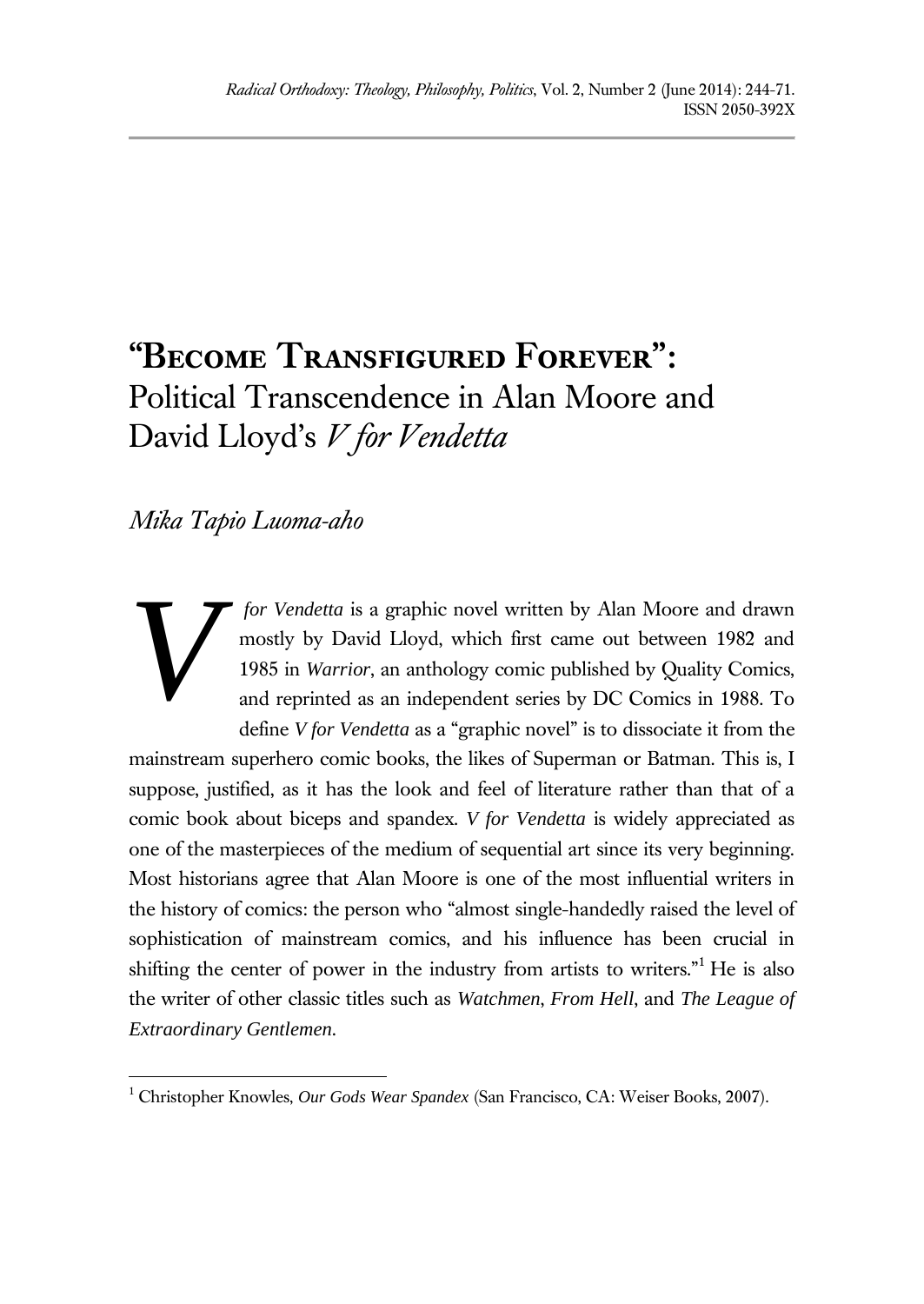# "Become Transfigured Forever": Political Transcendence in Alan Moore and David Lloyd's *V for Vendetta*

*Mika Tapio Luoma-aho*

*V for Vendetta* is a graphic novel written by Alan Moore and drawn mostly by David Lloyd, which first came out between 1982 and 1985 in *Warrior*, an anthology comic published by Quality Comics, and reprinted as an independent series by DC Comics in 1988. To define *V for Vendetta* as a "graphic novel" is to dissociate it from the mainstream superhero comic books, the likes of Superman or Batman. This is, I suppose, justified, as it has the look and feel of literature rather than that of a comic book about biceps and spandex. *V for Vendetta* is widely appreciated as one of the masterpieces of the medium of sequential art since its very beginning. Most historians agree that Alan Moore is one of the most influential writers in the history of comics: the person who "almost single-handedly raised the level of sophistication of mainstream comics, and his influence has been crucial in shifting the center of power in the industry from artists to writers."[1] He is also the writer of other classic titles such as *Watchmen*, *From Hell*, and *The League of Extraordinary Gentlemen*.

[1] Christopher Knowles, *Our Gods Wear Spandex* (San Francisco, CA: Weiser Books, 2007).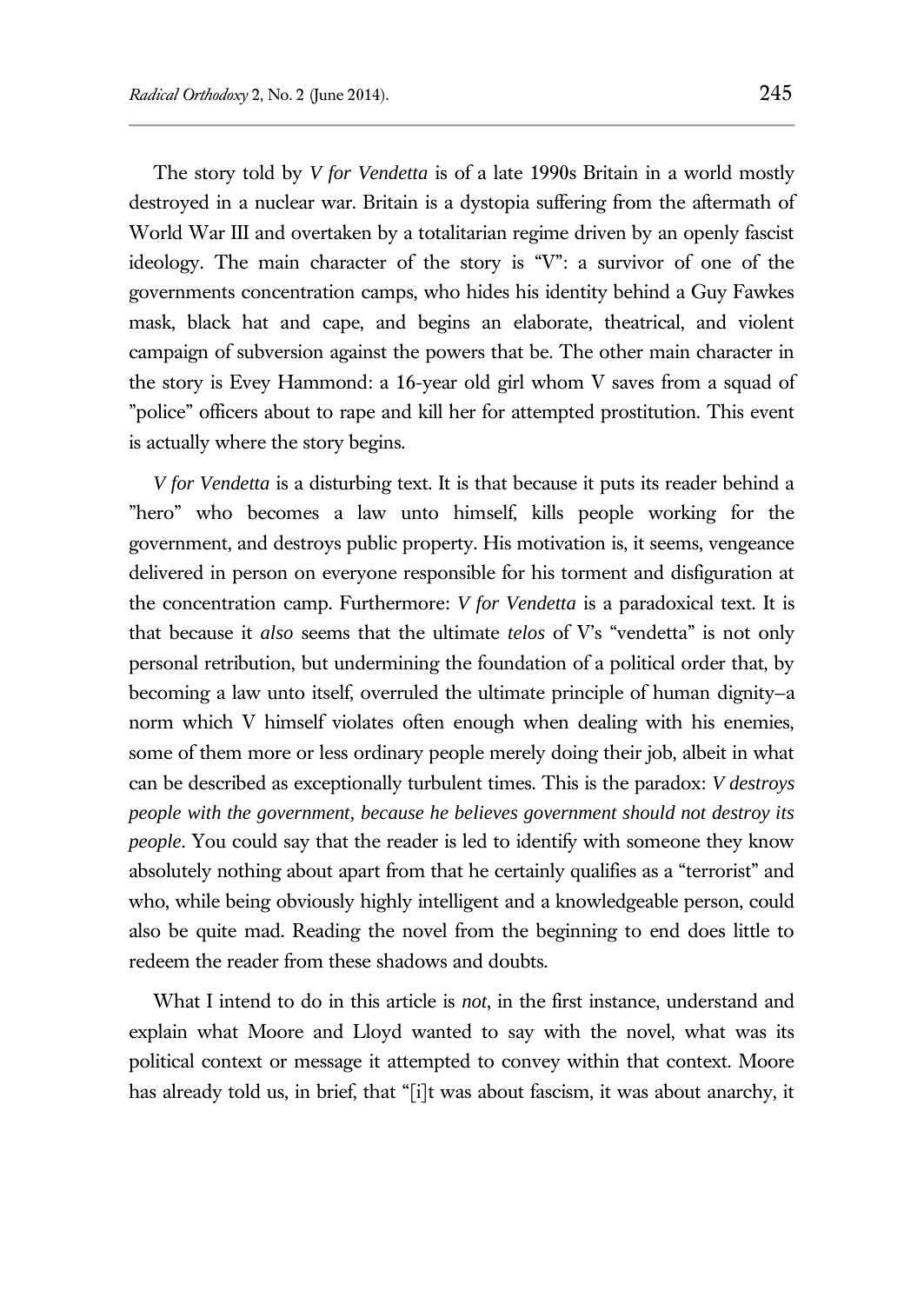The story told by *V for Vendetta* is of a late 1990s Britain in a world mostly destroyed in a nuclear war. Britain is a dystopia suffering from the aftermath of World War III and overtaken by a totalitarian regime driven by an openly fascist ideology. The main character of the story is "V": a survivor of one of the governments concentration camps, who hides his identity behind a Guy Fawkes mask, black hat and cape, and begins an elaborate, theatrical, and violent campaign of subversion against the powers that be. The other main character in the story is Evey Hammond: a 16-year old girl whom V saves from a squad of "police" officers about to rape and kill her for attempted prostitution. This event is actually where the story begins.

*V for Vendetta* is a disturbing text. It is that because it puts its reader behind a "hero" who becomes a law unto himself, kills people working for the government, and destroys public property. His motivation is, it seems, vengeance delivered in person on everyone responsible for his torment and disfiguration at the concentration camp. Furthermore: *V for Vendetta* is a paradoxical text. It is that because it *also* seems that the ultimate *telos* of V's "vendetta" is not only personal retribution, but undermining the foundation of a political order that, by becoming a law unto itself, overruled the ultimate principle of human dignity–a norm which V himself violates often enough when dealing with his enemies, some of them more or less ordinary people merely doing their job, albeit in what can be described as exceptionally turbulent times. This is the paradox: *V destroys people with the government, because he believes government should not destroy its people*. You could say that the reader is led to identify with someone they know absolutely nothing about apart from that he certainly qualifies as a "terrorist" and who, while being obviously highly intelligent and a knowledgeable person, could also be quite mad. Reading the novel from the beginning to end does little to redeem the reader from these shadows and doubts.

What I intend to do in this article is *not*, in the first instance, understand and explain what Moore and Lloyd wanted to say with the novel, what was its political context or message it attempted to convey within that context. Moore has already told us, in brief, that "[i]t was about fascism, it was about anarchy, it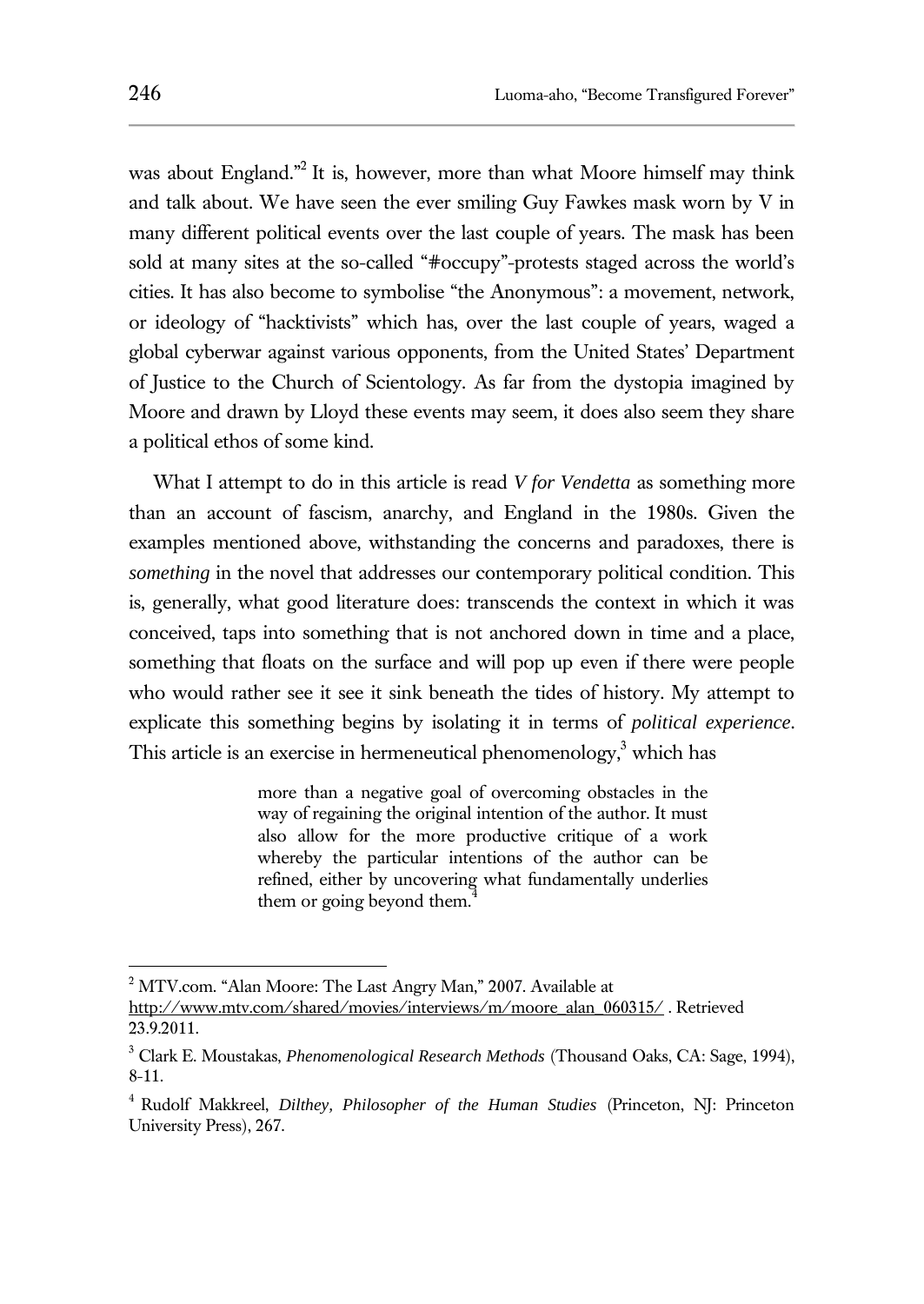was about England."[2] It is, however, more than what Moore himself may think and talk about. We have seen the ever smiling Guy Fawkes mask worn by V in many different political events over the last couple of years. The mask has been sold at many sites at the so-called "#occupy"-protests staged across the world's cities. It has also become to symbolise "the Anonymous": a movement, network, or ideology of "hacktivists" which has, over the last couple of years, waged a global cyberwar against various opponents, from the United States' Department of Justice to the Church of Scientology. As far from the dystopia imagined by Moore and drawn by Lloyd these events may seem, it does also seem they share a political ethos of some kind.

What I attempt to do in this article is read *V for Vendetta* as something more than an account of fascism, anarchy, and England in the 1980s. Given the examples mentioned above, withstanding the concerns and paradoxes, there is *something* in the novel that addresses our contemporary political condition. This is, generally, what good literature does: transcends the context in which it was conceived, taps into something that is not anchored down in time and a place, something that floats on the surface and will pop up even if there were people who would rather see it see it sink beneath the tides of history. My attempt to explicate this something begins by isolating it in terms of *political experience*. This article is an exercise in hermeneutical phenomenology,[3] which has

> more than a negative goal of overcoming obstacles in the way of regaining the original intention of the author. It must also allow for the more productive critique of a work whereby the particular intentions of the author can be refined, either by uncovering what fundamentally underlies them or going beyond them.[4]

---

[2] MTV.com. "Alan Moore: The Last Angry Man," 2007. Available at http://www.mtv.com/shared/movies/interviews/m/moore_alan_060315/ . Retrieved 23.9.2011.

[3] Clark E. Moustakas, *Phenomenological Research Methods* (Thousand Oaks, CA: Sage, 1994), 8-11.

[4] Rudolf Makkreel, *Dilthey, Philosopher of the Human Studies* (Princeton, NJ: Princeton University Press), 267.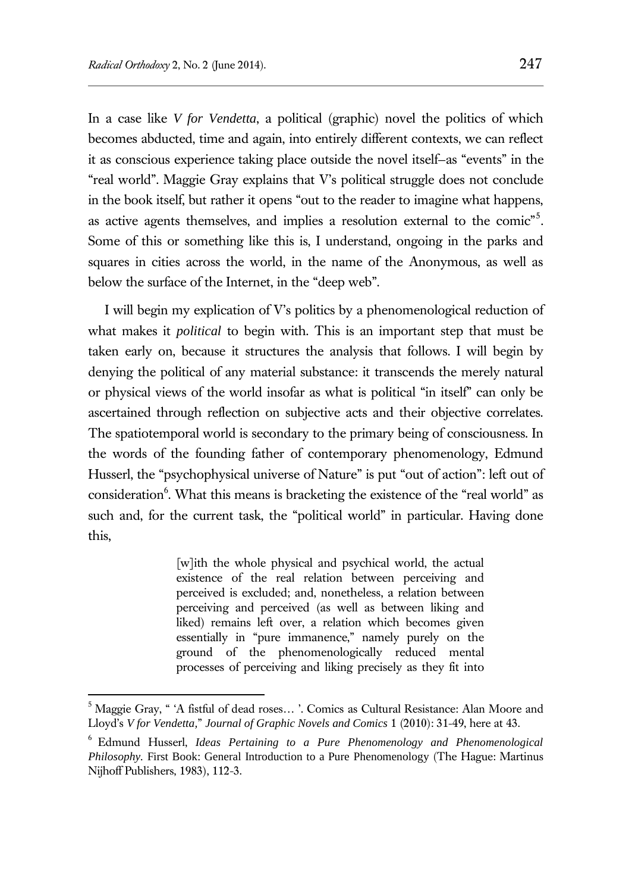In a case like *V for Vendetta*, a political (graphic) novel the politics of which becomes abducted, time and again, into entirely different contexts, we can reflect it as conscious experience taking place outside the novel itself–as "events" in the "real world". Maggie Gray explains that V's political struggle does not conclude in the book itself, but rather it opens "out to the reader to imagine what happens, as active agents themselves, and implies a resolution external to the comic"[5]. Some of this or something like this is, I understand, ongoing in the parks and squares in cities across the world, in the name of the Anonymous, as well as below the surface of the Internet, in the "deep web".

I will begin my explication of V's politics by a phenomenological reduction of what makes it *political* to begin with. This is an important step that must be taken early on, because it structures the analysis that follows. I will begin by denying the political of any material substance: it transcends the merely natural or physical views of the world insofar as what is political "in itself" can only be ascertained through reflection on subjective acts and their objective correlates. The spatiotemporal world is secondary to the primary being of consciousness. In the words of the founding father of contemporary phenomenology, Edmund Husserl, the "psychophysical universe of Nature" is put "out of action": left out of consideration[6]. What this means is bracketing the existence of the "real world" as such and, for the current task, the "political world" in particular. Having done this,

> [w]ith the whole physical and psychical world, the actual existence of the real relation between perceiving and perceived is excluded; and, nonetheless, a relation between perceiving and perceived (as well as between liking and liked) remains left over, a relation which becomes given essentially in "pure immanence," namely purely on the ground of the phenomenologically reduced mental processes of perceiving and liking precisely as they fit into

---

[5] Maggie Gray, " 'A fistful of dead roses… '. Comics as Cultural Resistance: Alan Moore and Lloyd's *V for Vendetta*," *Journal of Graphic Novels and Comics* 1 (2010): 31-49, here at 43.

[6] Edmund Husserl, *Ideas Pertaining to a Pure Phenomenology and Phenomenological Philosophy*. First Book: General Introduction to a Pure Phenomenology (The Hague: Martinus Nijhoff Publishers, 1983), 112-3.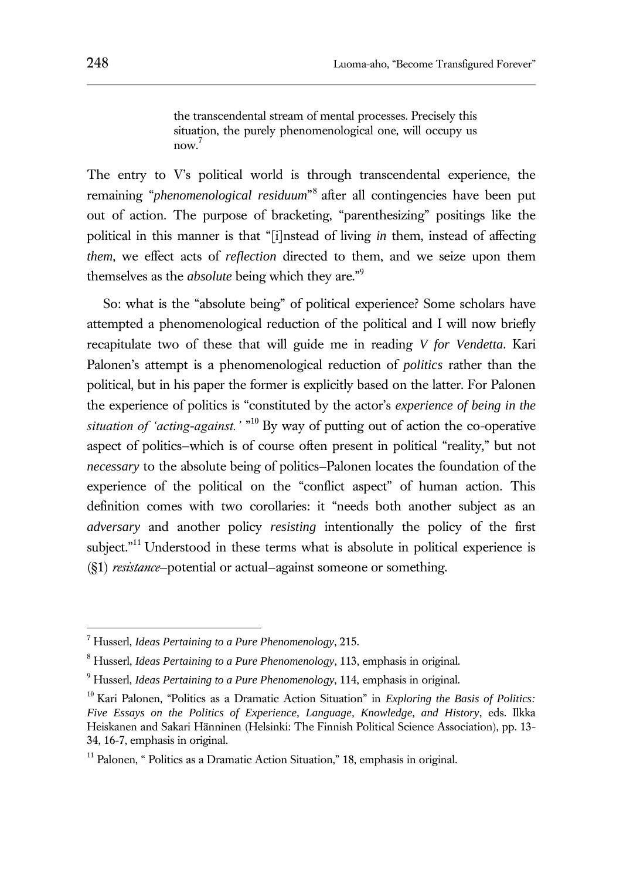> the transcendental stream of mental processes. Precisely this situation, the purely phenomenological one, will occupy us now.[7]

The entry to V's political world is through transcendental experience, the remaining "*phenomenological residuum*"[8] after all contingencies have been put out of action. The purpose of bracketing, "parenthesizing" positings like the political in this manner is that "[i]nstead of living *in* them, instead of affecting *them*, we effect acts of *reflection* directed to them, and we seize upon them themselves as the *absolute* being which they are."[9]

So: what is the "absolute being" of political experience? Some scholars have attempted a phenomenological reduction of the political and I will now briefly recapitulate two of these that will guide me in reading *V for Vendetta*. Kari Palonen's attempt is a phenomenological reduction of *politics* rather than the political, but in his paper the former is explicitly based on the latter. For Palonen the experience of politics is "constituted by the actor's *experience of being in the situation of 'acting-against.'* "[10] By way of putting out of action the co-operative aspect of politics–which is of course often present in political "reality," but not *necessary* to the absolute being of politics–Palonen locates the foundation of the experience of the political on the "conflict aspect" of human action. This definition comes with two corollaries: it "needs both another subject as an *adversary* and another policy *resisting* intentionally the policy of the first subject."[11] Understood in these terms what is absolute in political experience is (§1) *resistance*–potential or actual–against someone or something.

---

[7] Husserl, *Ideas Pertaining to a Pure Phenomenology*, 215.

[8] Husserl, *Ideas Pertaining to a Pure Phenomenology*, 113, emphasis in original.

[9] Husserl, *Ideas Pertaining to a Pure Phenomenology*, 114, emphasis in original.

[10] Kari Palonen, "Politics as a Dramatic Action Situation" in *Exploring the Basis of Politics: Five Essays on the Politics of Experience, Language, Knowledge, and History*, eds. Ilkka Heiskanen and Sakari Hänninen (Helsinki: The Finnish Political Science Association), pp. 13-34, 16-7, emphasis in original.

[11] Palonen, " Politics as a Dramatic Action Situation," 18, emphasis in original.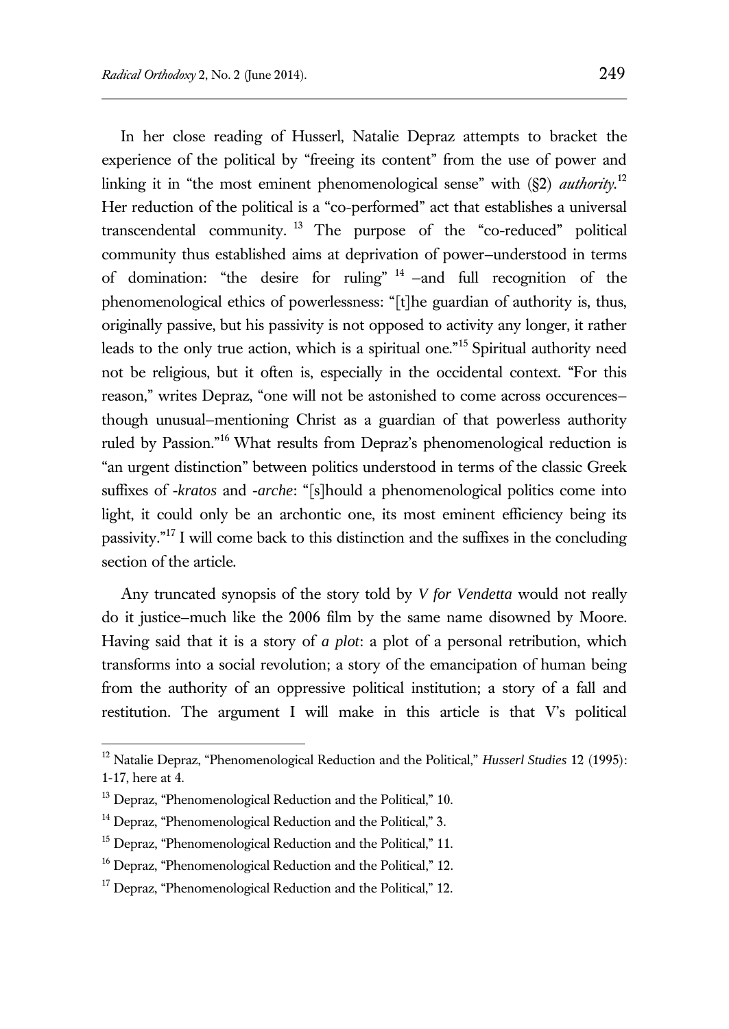In her close reading of Husserl, Natalie Depraz attempts to bracket the experience of the political by "freeing its content" from the use of power and linking it in "the most eminent phenomenological sense" with (§2) *authority*.[12] Her reduction of the political is a "co-performed" act that establishes a universal transcendental community.[13] The purpose of the "co-reduced" political community thus established aims at deprivation of power–understood in terms of domination: "the desire for ruling"[14] –and full recognition of the phenomenological ethics of powerlessness: "[t]he guardian of authority is, thus, originally passive, but his passivity is not opposed to activity any longer, it rather leads to the only true action, which is a spiritual one."[15] Spiritual authority need not be religious, but it often is, especially in the occidental context. "For this reason," writes Depraz, "one will not be astonished to come across occurences–though unusual–mentioning Christ as a guardian of that powerless authority ruled by Passion."[16] What results from Depraz's phenomenological reduction is "an urgent distinction" between politics understood in terms of the classic Greek suffixes of *-kratos* and *-arche*: "[s]hould a phenomenological politics come into light, it could only be an archontic one, its most eminent efficiency being its passivity."[17] I will come back to this distinction and the suffixes in the concluding section of the article.

Any truncated synopsis of the story told by *V for Vendetta* would not really do it justice–much like the 2006 film by the same name disowned by Moore. Having said that it is a story of *a plot*: a plot of a personal retribution, which transforms into a social revolution; a story of the emancipation of human being from the authority of an oppressive political institution; a story of a fall and restitution. The argument I will make in this article is that V's political

---

[12] Natalie Depraz, "Phenomenological Reduction and the Political," *Husserl Studies* 12 (1995): 1-17, here at 4.

[13] Depraz, "Phenomenological Reduction and the Political," 10.

[14] Depraz, "Phenomenological Reduction and the Political," 3.

[15] Depraz, "Phenomenological Reduction and the Political," 11.

[16] Depraz, "Phenomenological Reduction and the Political," 12.

[17] Depraz, "Phenomenological Reduction and the Political," 12.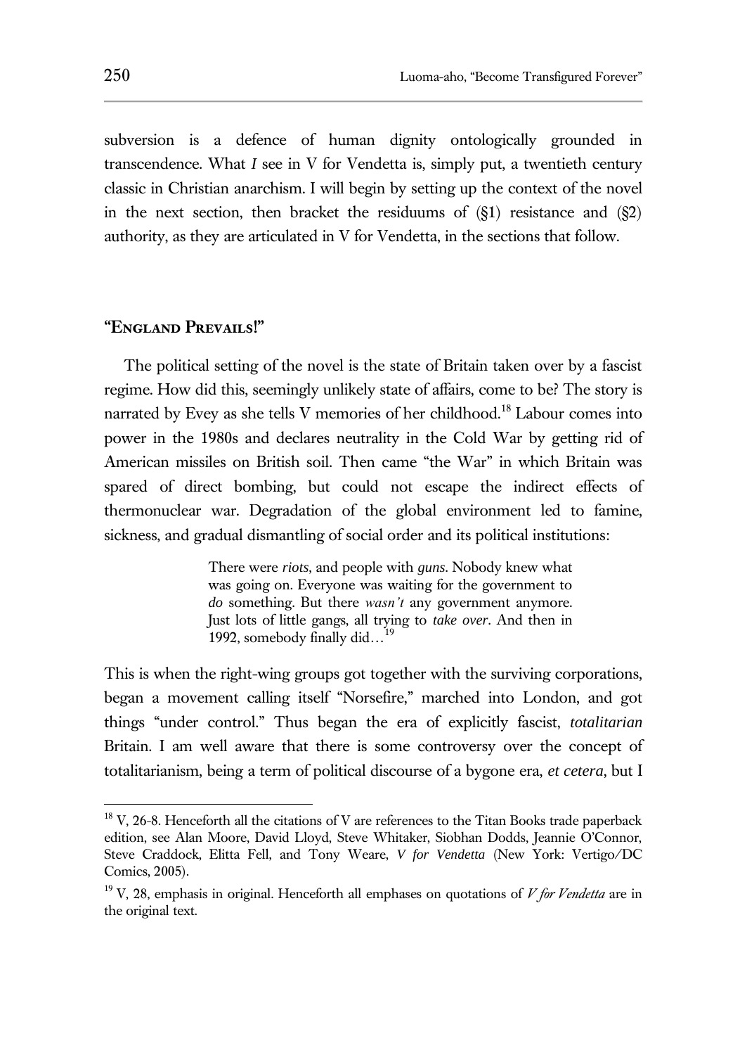subversion is a defence of human dignity ontologically grounded in transcendence. What *I* see in V for Vendetta is, simply put, a twentieth century classic in Christian anarchism. I will begin by setting up the context of the novel in the next section, then bracket the residuums of (§1) resistance and (§2) authority, as they are articulated in V for Vendetta, in the sections that follow.

## "England Prevails!"

The political setting of the novel is the state of Britain taken over by a fascist regime. How did this, seemingly unlikely state of affairs, come to be? The story is narrated by Evey as she tells V memories of her childhood.[18] Labour comes into power in the 1980s and declares neutrality in the Cold War by getting rid of American missiles on British soil. Then came "the War" in which Britain was spared of direct bombing, but could not escape the indirect effects of thermonuclear war. Degradation of the global environment led to famine, sickness, and gradual dismantling of social order and its political institutions:

> There were *riots*, and people with *guns*. Nobody knew what was going on. Everyone was waiting for the government to *do* something. But there *wasn't* any government anymore. Just lots of little gangs, all trying to *take over*. And then in 1992, somebody finally did…[19]

This is when the right-wing groups got together with the surviving corporations, began a movement calling itself "Norsefire," marched into London, and got things "under control." Thus began the era of explicitly fascist, *totalitarian* Britain. I am well aware that there is some controversy over the concept of totalitarianism, being a term of political discourse of a bygone era, *et cetera*, but I

---

[18] V, 26-8. Henceforth all the citations of V are references to the Titan Books trade paperback edition, see Alan Moore, David Lloyd, Steve Whitaker, Siobhan Dodds, Jeannie O'Connor, Steve Craddock, Elitta Fell, and Tony Weare, *V for Vendetta* (New York: Vertigo/DC Comics, 2005).

[19] V, 28, emphasis in original. Henceforth all emphases on quotations of *V for Vendetta* are in the original text.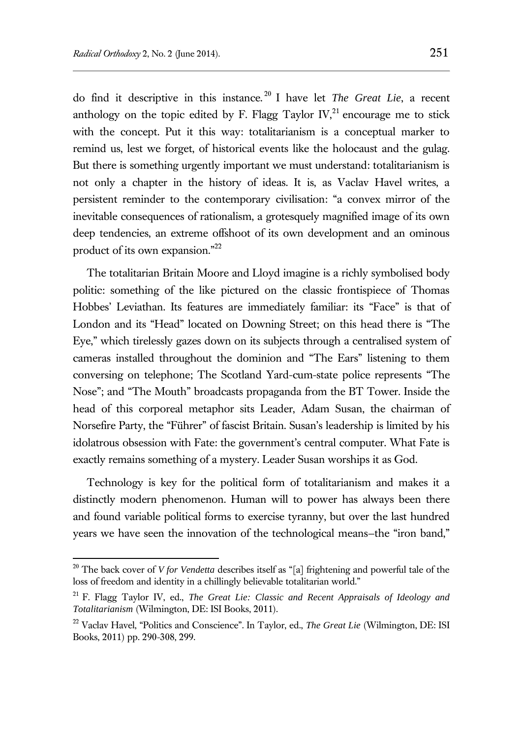do find it descriptive in this instance.[20] I have let *The Great Lie*, a recent anthology on the topic edited by F. Flagg Taylor IV,[21] encourage me to stick with the concept. Put it this way: totalitarianism is a conceptual marker to remind us, lest we forget, of historical events like the holocaust and the gulag. But there is something urgently important we must understand: totalitarianism is not only a chapter in the history of ideas. It is, as Vaclav Havel writes, a persistent reminder to the contemporary civilisation: "a convex mirror of the inevitable consequences of rationalism, a grotesquely magnified image of its own deep tendencies, an extreme offshoot of its own development and an ominous product of its own expansion."[22]

The totalitarian Britain Moore and Lloyd imagine is a richly symbolised body politic: something of the like pictured on the classic frontispiece of Thomas Hobbes' Leviathan. Its features are immediately familiar: its "Face" is that of London and its "Head" located on Downing Street; on this head there is "The Eye," which tirelessly gazes down on its subjects through a centralised system of cameras installed throughout the dominion and "The Ears" listening to them conversing on telephone; The Scotland Yard-cum-state police represents "The Nose"; and "The Mouth" broadcasts propaganda from the BT Tower. Inside the head of this corporeal metaphor sits Leader, Adam Susan, the chairman of Norsefire Party, the "Führer" of fascist Britain. Susan's leadership is limited by his idolatrous obsession with Fate: the government's central computer. What Fate is exactly remains something of a mystery. Leader Susan worships it as God.

Technology is key for the political form of totalitarianism and makes it a distinctly modern phenomenon. Human will to power has always been there and found variable political forms to exercise tyranny, but over the last hundred years we have seen the innovation of the technological means–the "iron band,"

---

[20] The back cover of *V for Vendetta* describes itself as "[a] frightening and powerful tale of the loss of freedom and identity in a chillingly believable totalitarian world."

[21] F. Flagg Taylor IV, ed., *The Great Lie: Classic and Recent Appraisals of Ideology and Totalitarianism* (Wilmington, DE: ISI Books, 2011).

[22] Vaclav Havel, "Politics and Conscience". In Taylor, ed., *The Great Lie* (Wilmington, DE: ISI Books, 2011) pp. 290-308, 299.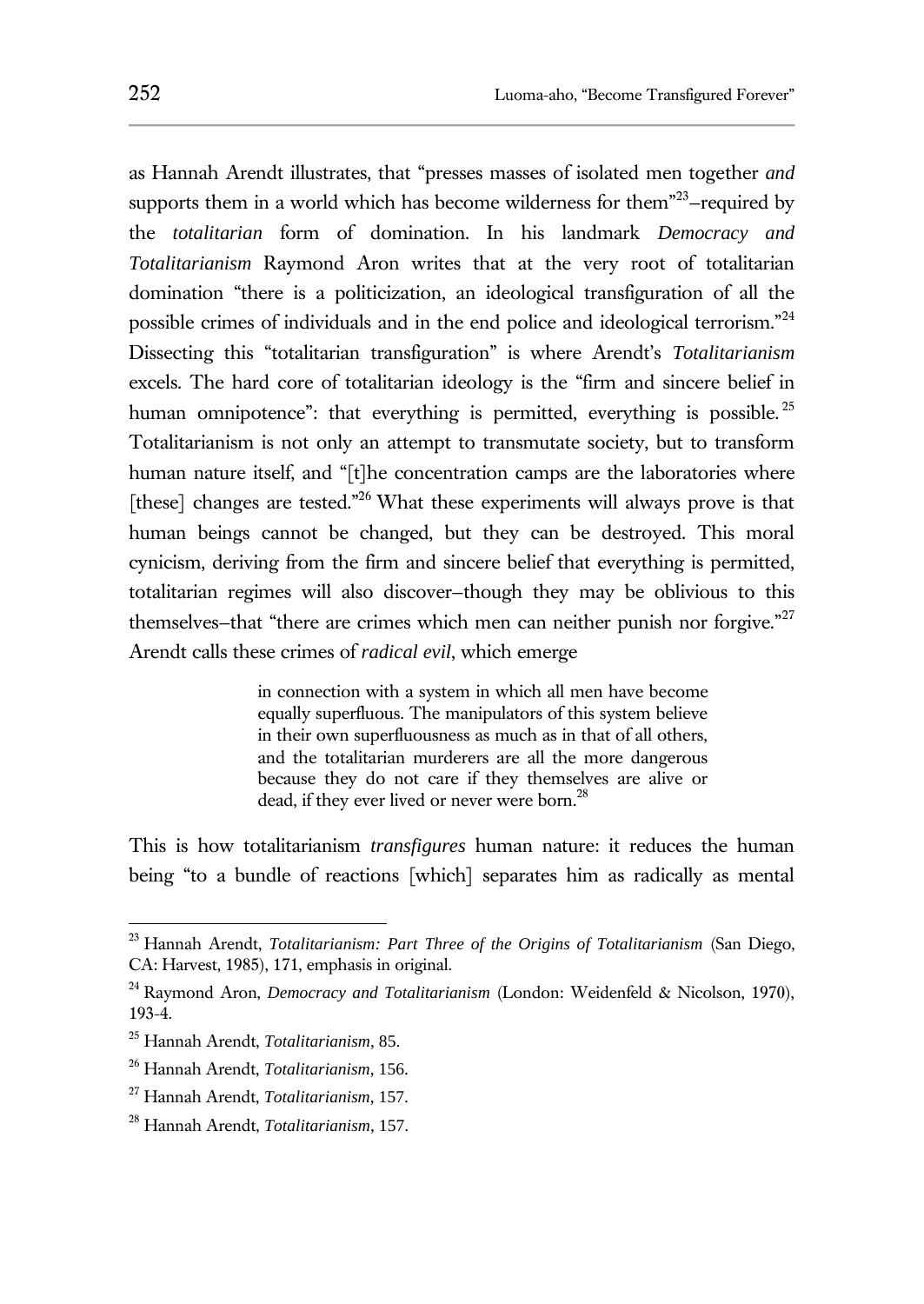as Hannah Arendt illustrates, that "presses masses of isolated men together *and* supports them in a world which has become wilderness for them"[23]–required by the *totalitarian* form of domination. In his landmark *Democracy and Totalitarianism* Raymond Aron writes that at the very root of totalitarian domination "there is a politicization, an ideological transfiguration of all the possible crimes of individuals and in the end police and ideological terrorism."[24] Dissecting this "totalitarian transfiguration" is where Arendt's *Totalitarianism* excels. The hard core of totalitarian ideology is the "firm and sincere belief in human omnipotence": that everything is permitted, everything is possible.[25] Totalitarianism is not only an attempt to transmutate society, but to transform human nature itself, and "[t]he concentration camps are the laboratories where [these] changes are tested."[26] What these experiments will always prove is that human beings cannot be changed, but they can be destroyed. This moral cynicism, deriving from the firm and sincere belief that everything is permitted, totalitarian regimes will also discover–though they may be oblivious to this themselves–that "there are crimes which men can neither punish nor forgive."[27] Arendt calls these crimes of *radical evil*, which emerge

> in connection with a system in which all men have become equally superfluous. The manipulators of this system believe in their own superfluousness as much as in that of all others, and the totalitarian murderers are all the more dangerous because they do not care if they themselves are alive or dead, if they ever lived or never were born.[28]

This is how totalitarianism *transfigures* human nature: it reduces the human being "to a bundle of reactions [which] separates him as radically as mental

---

[23] Hannah Arendt, *Totalitarianism: Part Three of the Origins of Totalitarianism* (San Diego, CA: Harvest, 1985), 171, emphasis in original.

[24] Raymond Aron, *Democracy and Totalitarianism* (London: Weidenfeld & Nicolson, 1970), 193-4.

[25] Hannah Arendt, *Totalitarianism*, 85.

[26] Hannah Arendt, *Totalitarianism*, 156.

[27] Hannah Arendt, *Totalitarianism*, 157.

[28] Hannah Arendt, *Totalitarianism*, 157.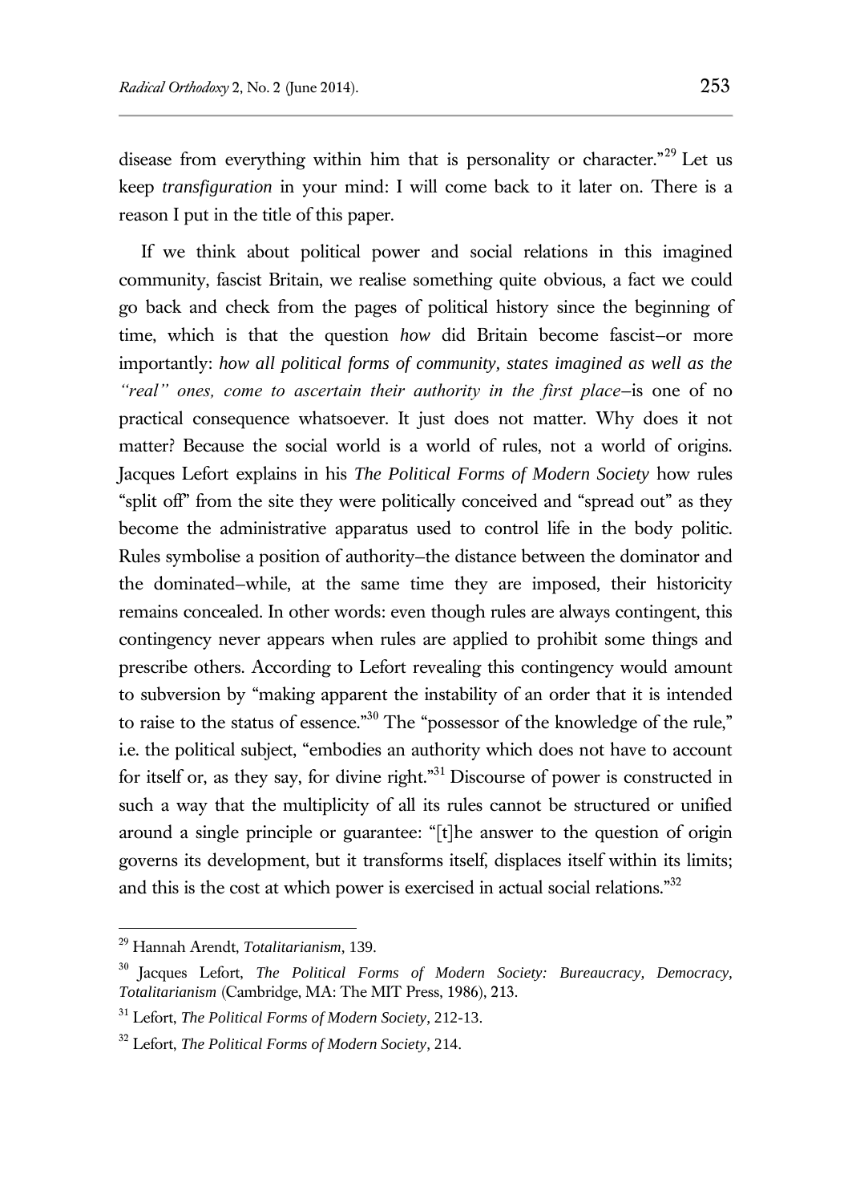disease from everything within him that is personality or character."[29] Let us keep *transfiguration* in your mind: I will come back to it later on. There is a reason I put in the title of this paper.

If we think about political power and social relations in this imagined community, fascist Britain, we realise something quite obvious, a fact we could go back and check from the pages of political history since the beginning of time, which is that the question *how* did Britain become fascist–or more importantly: *how all political forms of community, states imagined as well as the "real" ones, come to ascertain their authority in the first place*–is one of no practical consequence whatsoever. It just does not matter. Why does it not matter? Because the social world is a world of rules, not a world of origins. Jacques Lefort explains in his *The Political Forms of Modern Society* how rules "split off" from the site they were politically conceived and "spread out" as they become the administrative apparatus used to control life in the body politic. Rules symbolise a position of authority–the distance between the dominator and the dominated–while, at the same time they are imposed, their historicity remains concealed. In other words: even though rules are always contingent, this contingency never appears when rules are applied to prohibit some things and prescribe others. According to Lefort revealing this contingency would amount to subversion by "making apparent the instability of an order that it is intended to raise to the status of essence."[30] The "possessor of the knowledge of the rule," i.e. the political subject, "embodies an authority which does not have to account for itself or, as they say, for divine right."[31] Discourse of power is constructed in such a way that the multiplicity of all its rules cannot be structured or unified around a single principle or guarantee: "[t]he answer to the question of origin governs its development, but it transforms itself, displaces itself within its limits; and this is the cost at which power is exercised in actual social relations."[32]

---

[29] Hannah Arendt, *Totalitarianism*, 139.

[30] Jacques Lefort, *The Political Forms of Modern Society: Bureaucracy, Democracy, Totalitarianism* (Cambridge, MA: The MIT Press, 1986), 213.

[31] Lefort, *The Political Forms of Modern Society*, 212-13.

[32] Lefort, *The Political Forms of Modern Society*, 214.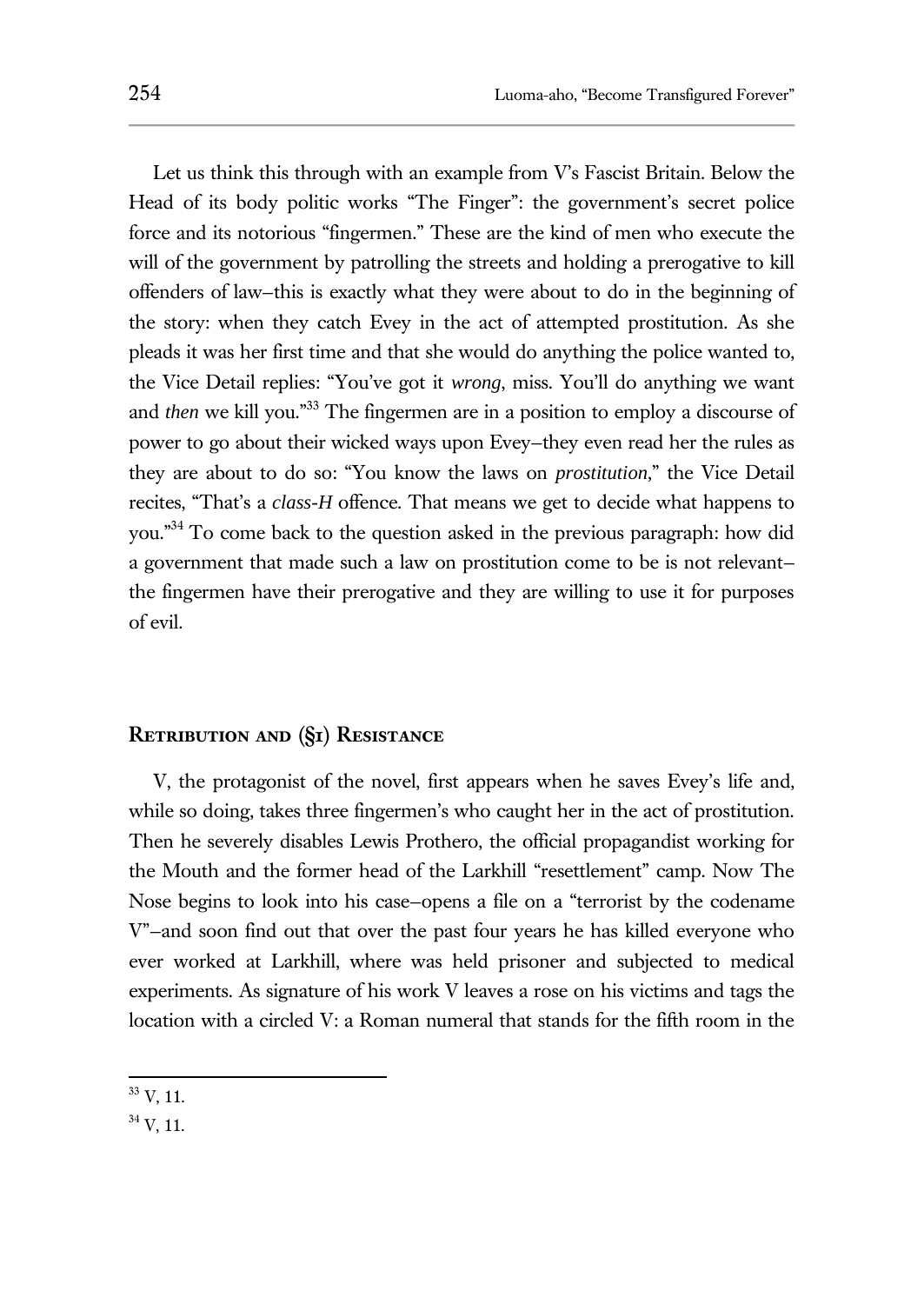Let us think this through with an example from V's Fascist Britain. Below the Head of its body politic works "The Finger": the government's secret police force and its notorious "fingermen." These are the kind of men who execute the will of the government by patrolling the streets and holding a prerogative to kill offenders of law–this is exactly what they were about to do in the beginning of the story: when they catch Evey in the act of attempted prostitution. As she pleads it was her first time and that she would do anything the police wanted to, the Vice Detail replies: "You've got it *wrong*, miss. You'll do anything we want and *then* we kill you."[33] The fingermen are in a position to employ a discourse of power to go about their wicked ways upon Evey–they even read her the rules as they are about to do so: "You know the laws on *prostitution*," the Vice Detail recites, "That's a *class-H* offence. That means we get to decide what happens to you."[34] To come back to the question asked in the previous paragraph: how did a government that made such a law on prostitution come to be is not relevant–the fingermen have their prerogative and they are willing to use it for purposes of evil.

## Retribution and (§i) Resistance

V, the protagonist of the novel, first appears when he saves Evey's life and, while so doing, takes three fingermen's who caught her in the act of prostitution. Then he severely disables Lewis Prothero, the official propagandist working for the Mouth and the former head of the Larkhill "resettlement" camp. Now The Nose begins to look into his case–opens a file on a "terrorist by the codename V"–and soon find out that over the past four years he has killed everyone who ever worked at Larkhill, where was held prisoner and subjected to medical experiments. As signature of his work V leaves a rose on his victims and tags the location with a circled V: a Roman numeral that stands for the fifth room in the

---

[33] V, 11.

[34] V, 11.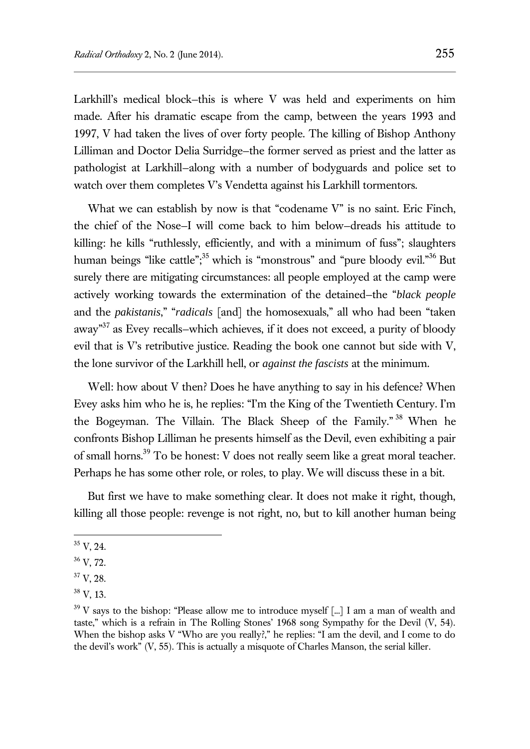Larkhill's medical block—this is where V was held and experiments on him made. After his dramatic escape from the camp, between the years 1993 and 1997, V had taken the lives of over forty people. The killing of Bishop Anthony Lilliman and Doctor Delia Surridge—the former served as priest and the latter as pathologist at Larkhill—along with a number of bodyguards and police set to watch over them completes V's Vendetta against his Larkhill tormentors.

What we can establish by now is that "codename V" is no saint. Eric Finch, the chief of the Nose—I will come back to him below—dreads his attitude to killing: he kills "ruthlessly, efficiently, and with a minimum of fuss"; slaughters human beings "like cattle";[35] which is "monstrous" and "pure bloody evil."[36] But surely there are mitigating circumstances: all people employed at the camp were actively working towards the extermination of the detained—the "*black people* and the *pakistanis*," "*radicals* [and] the homosexuals," all who had been "taken away"[37] as Evey recalls—which achieves, if it does not exceed, a purity of bloody evil that is V's retributive justice. Reading the book one cannot but side with V, the lone survivor of the Larkhill hell, or *against the fascists* at the minimum.

Well: how about V then? Does he have anything to say in his defence? When Evey asks him who he is, he replies: "I'm the King of the Twentieth Century. I'm the Bogeyman. The Villain. The Black Sheep of the Family."[38] When he confronts Bishop Lilliman he presents himself as the Devil, even exhibiting a pair of small horns.[39] To be honest: V does not really seem like a great moral teacher. Perhaps he has some other role, or roles, to play. We will discuss these in a bit.

But first we have to make something clear. It does not make it right, though, killing all those people: revenge is not right, no, but to kill another human being

---

[35] V, 24.

[36] V, 72.

[37] V, 28.

[38] V, 13.

[39] V says to the bishop: "Please allow me to introduce myself [...] I am a man of wealth and taste," which is a refrain in The Rolling Stones' 1968 song Sympathy for the Devil (V, 54). When the bishop asks V "Who are you really?," he replies: "I am the devil, and I come to do the devil's work" (V, 55). This is actually a misquote of Charles Manson, the serial killer.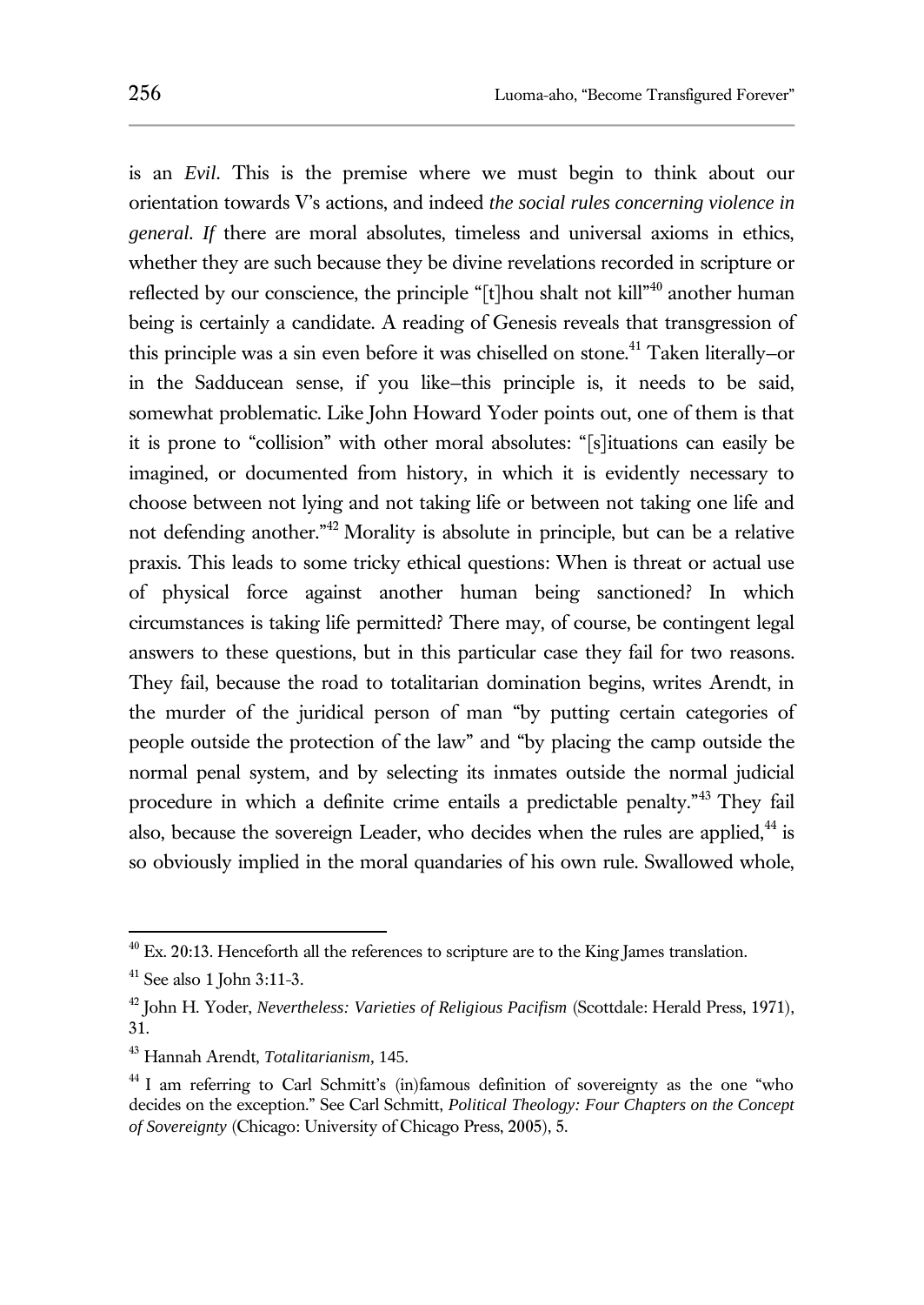is an *Evil*. This is the premise where we must begin to think about our orientation towards V's actions, and indeed *the social rules concerning violence in general*. *If* there are moral absolutes, timeless and universal axioms in ethics, whether they are such because they be divine revelations recorded in scripture or reflected by our conscience, the principle "[t]hou shalt not kill"[40] another human being is certainly a candidate. A reading of Genesis reveals that transgression of this principle was a sin even before it was chiselled on stone.[41] Taken literally–or in the Sadducean sense, if you like–this principle is, it needs to be said, somewhat problematic. Like John Howard Yoder points out, one of them is that it is prone to "collision" with other moral absolutes: "[s]ituations can easily be imagined, or documented from history, in which it is evidently necessary to choose between not lying and not taking life or between not taking one life and not defending another."[42] Morality is absolute in principle, but can be a relative praxis. This leads to some tricky ethical questions: When is threat or actual use of physical force against another human being sanctioned? In which circumstances is taking life permitted? There may, of course, be contingent legal answers to these questions, but in this particular case they fail for two reasons. They fail, because the road to totalitarian domination begins, writes Arendt, in the murder of the juridical person of man "by putting certain categories of people outside the protection of the law" and "by placing the camp outside the normal penal system, and by selecting its inmates outside the normal judicial procedure in which a definite crime entails a predictable penalty."[43] They fail also, because the sovereign Leader, who decides when the rules are applied,[44] is so obviously implied in the moral quandaries of his own rule. Swallowed whole,

---

[40] Ex. 20:13. Henceforth all the references to scripture are to the King James translation.

[41] See also 1 John 3:11-3.

[42] John H. Yoder, *Nevertheless: Varieties of Religious Pacifism* (Scottdale: Herald Press, 1971), 31.

[43] Hannah Arendt, *Totalitarianism*, 145.

[44] I am referring to Carl Schmitt's (in)famous definition of sovereignty as the one "who decides on the exception." See Carl Schmitt, *Political Theology: Four Chapters on the Concept of Sovereignty* (Chicago: University of Chicago Press, 2005), 5.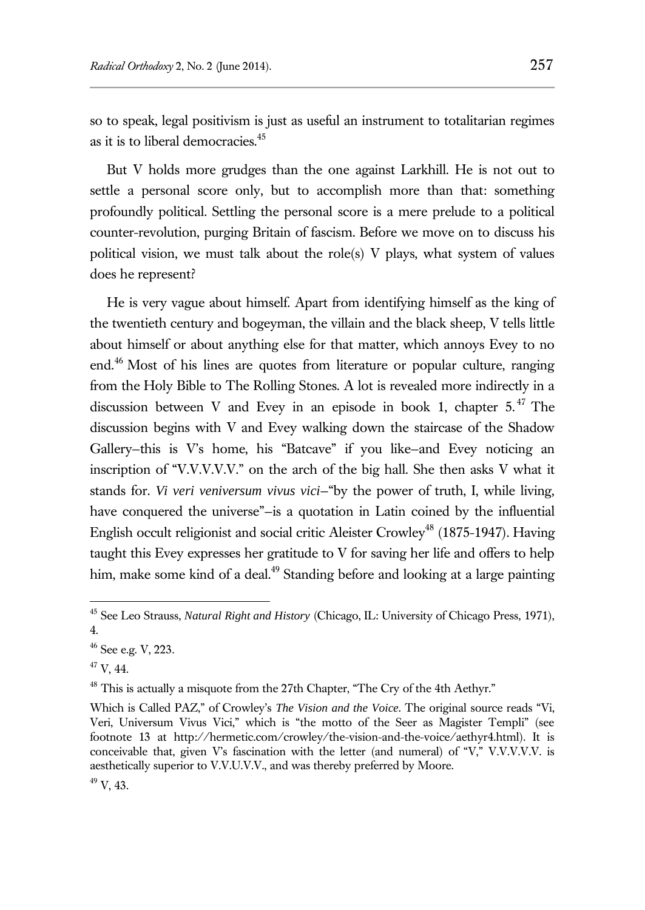so to speak, legal positivism is just as useful an instrument to totalitarian regimes as it is to liberal democracies.[45]

But V holds more grudges than the one against Larkhill. He is not out to settle a personal score only, but to accomplish more than that: something profoundly political. Settling the personal score is a mere prelude to a political counter-revolution, purging Britain of fascism. Before we move on to discuss his political vision, we must talk about the role(s) V plays, what system of values does he represent?

He is very vague about himself. Apart from identifying himself as the king of the twentieth century and bogeyman, the villain and the black sheep, V tells little about himself or about anything else for that matter, which annoys Evey to no end.[46] Most of his lines are quotes from literature or popular culture, ranging from the Holy Bible to The Rolling Stones. A lot is revealed more indirectly in a discussion between V and Evey in an episode in book 1, chapter 5.[47] The discussion begins with V and Evey walking down the staircase of the Shadow Gallery–this is V's home, his "Batcave" if you like–and Evey noticing an inscription of "V.V.V.V.V." on the arch of the big hall. She then asks V what it stands for. *Vi veri veniversum vivus vici*–"by the power of truth, I, while living, have conquered the universe"–is a quotation in Latin coined by the influential English occult religionist and social critic Aleister Crowley[48] (1875-1947). Having taught this Evey expresses her gratitude to V for saving her life and offers to help him, make some kind of a deal.[49] Standing before and looking at a large painting

---

[45] See Leo Strauss, *Natural Right and History* (Chicago, IL: University of Chicago Press, 1971), 4.

[46] See e.g. V, 223.

[47] V, 44.

[48] This is actually a misquote from the 27th Chapter, "The Cry of the 4th Aethyr."

Which is Called PAZ," of Crowley's *The Vision and the Voice*. The original source reads "Vi, Veri, Universum Vivus Vici," which is "the motto of the Seer as Magister Templi" (see footnote 13 at http://hermetic.com/crowley/the-vision-and-the-voice/aethyr4.html). It is conceivable that, given V's fascination with the letter (and numeral) of "V," V.V.V.V.V. is aesthetically superior to V.V.U.V.V., and was thereby preferred by Moore.

[49] V, 43.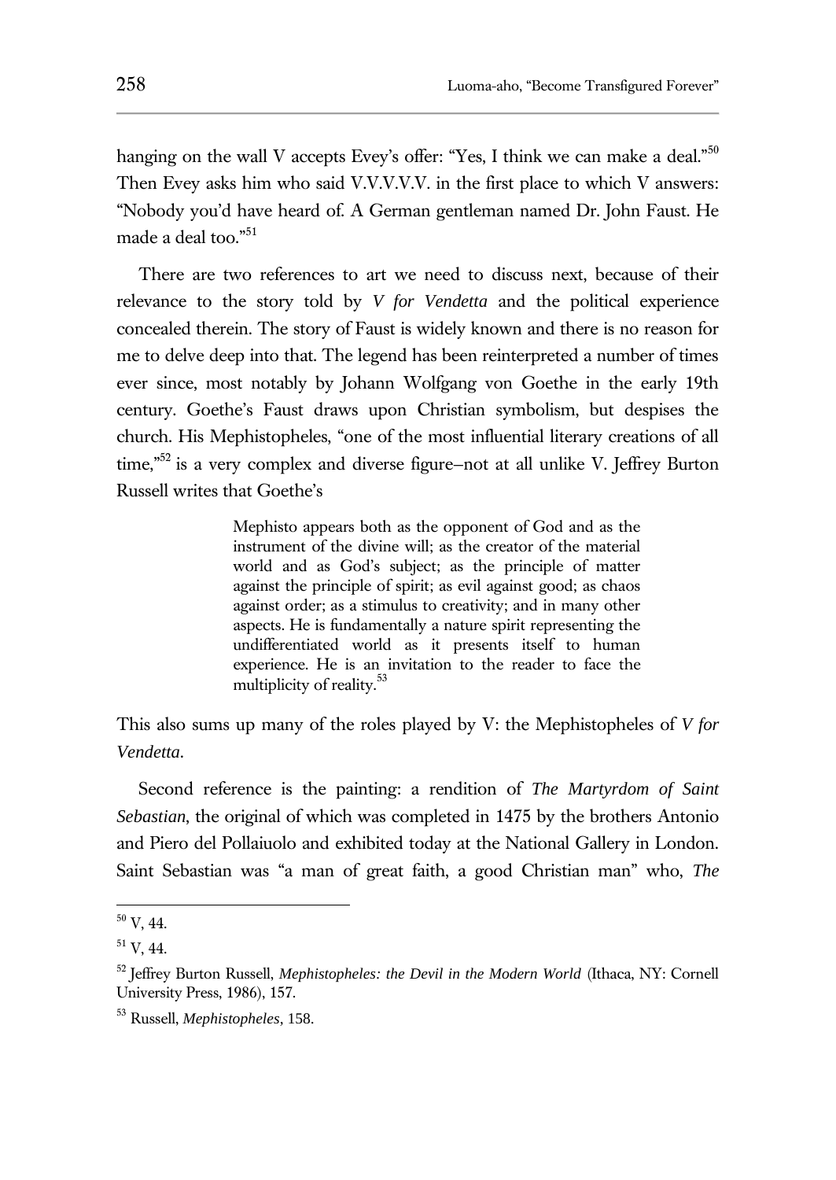hanging on the wall V accepts Evey's offer: "Yes, I think we can make a deal."[50] Then Evey asks him who said V.V.V.V.V. in the first place to which V answers: "Nobody you'd have heard of. A German gentleman named Dr. John Faust. He made a deal too."[51]

There are two references to art we need to discuss next, because of their relevance to the story told by *V for Vendetta* and the political experience concealed therein. The story of Faust is widely known and there is no reason for me to delve deep into that. The legend has been reinterpreted a number of times ever since, most notably by Johann Wolfgang von Goethe in the early 19th century. Goethe's Faust draws upon Christian symbolism, but despises the church. His Mephistopheles, "one of the most influential literary creations of all time,"[52] is a very complex and diverse figure–not at all unlike V. Jeffrey Burton Russell writes that Goethe's

> Mephisto appears both as the opponent of God and as the instrument of the divine will; as the creator of the material world and as God's subject; as the principle of matter against the principle of spirit; as evil against good; as chaos against order; as a stimulus to creativity; and in many other aspects. He is fundamentally a nature spirit representing the undifferentiated world as it presents itself to human experience. He is an invitation to the reader to face the multiplicity of reality.[53]

This also sums up many of the roles played by V: the Mephistopheles of *V for Vendetta*.

Second reference is the painting: a rendition of *The Martyrdom of Saint Sebastian*, the original of which was completed in 1475 by the brothers Antonio and Piero del Pollaiuolo and exhibited today at the National Gallery in London. Saint Sebastian was "a man of great faith, a good Christian man" who, *The*

---

[50] V, 44.

[51] V, 44.

[52] Jeffrey Burton Russell, *Mephistopheles: the Devil in the Modern World* (Ithaca, NY: Cornell University Press, 1986), 157.

[53] Russell, *Mephistopheles*, 158.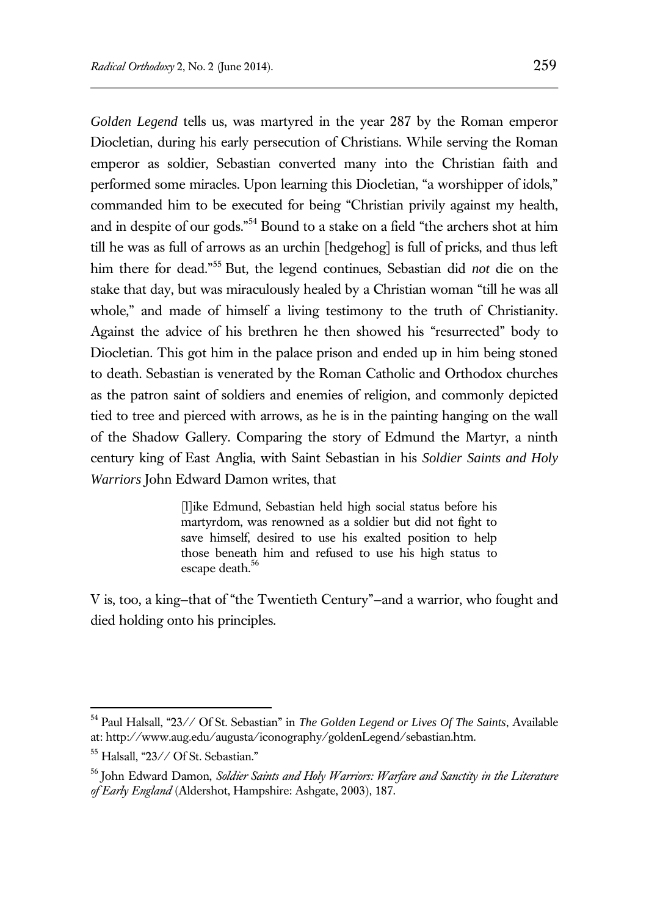*Golden Legend* tells us, was martyred in the year 287 by the Roman emperor Diocletian, during his early persecution of Christians. While serving the Roman emperor as soldier, Sebastian converted many into the Christian faith and performed some miracles. Upon learning this Diocletian, "a worshipper of idols," commanded him to be executed for being "Christian privily against my health, and in despite of our gods."[54] Bound to a stake on a field "the archers shot at him till he was as full of arrows as an urchin [hedgehog] is full of pricks, and thus left him there for dead."[55] But, the legend continues, Sebastian did *not* die on the stake that day, but was miraculously healed by a Christian woman "till he was all whole," and made of himself a living testimony to the truth of Christianity. Against the advice of his brethren he then showed his "resurrected" body to Diocletian. This got him in the palace prison and ended up in him being stoned to death. Sebastian is venerated by the Roman Catholic and Orthodox churches as the patron saint of soldiers and enemies of religion, and commonly depicted tied to tree and pierced with arrows, as he is in the painting hanging on the wall of the Shadow Gallery. Comparing the story of Edmund the Martyr, a ninth century king of East Anglia, with Saint Sebastian in his *Soldier Saints and Holy Warriors* John Edward Damon writes, that

> [l]ike Edmund, Sebastian held high social status before his martyrdom, was renowned as a soldier but did not fight to save himself, desired to use his exalted position to help those beneath him and refused to use his high status to escape death.[56]

V is, too, a king–that of "the Twentieth Century"–and a warrior, who fought and died holding onto his principles.

---

[54] Paul Halsall, "23// Of St. Sebastian" in *The Golden Legend or Lives Of The Saints*, Available at: http://www.aug.edu/augusta/iconography/goldenLegend/sebastian.htm.

[55] Halsall, "23// Of St. Sebastian."

[56] John Edward Damon, *Soldier Saints and Holy Warriors: Warfare and Sanctity in the Literature of Early England* (Aldershot, Hampshire: Ashgate, 2003), 187.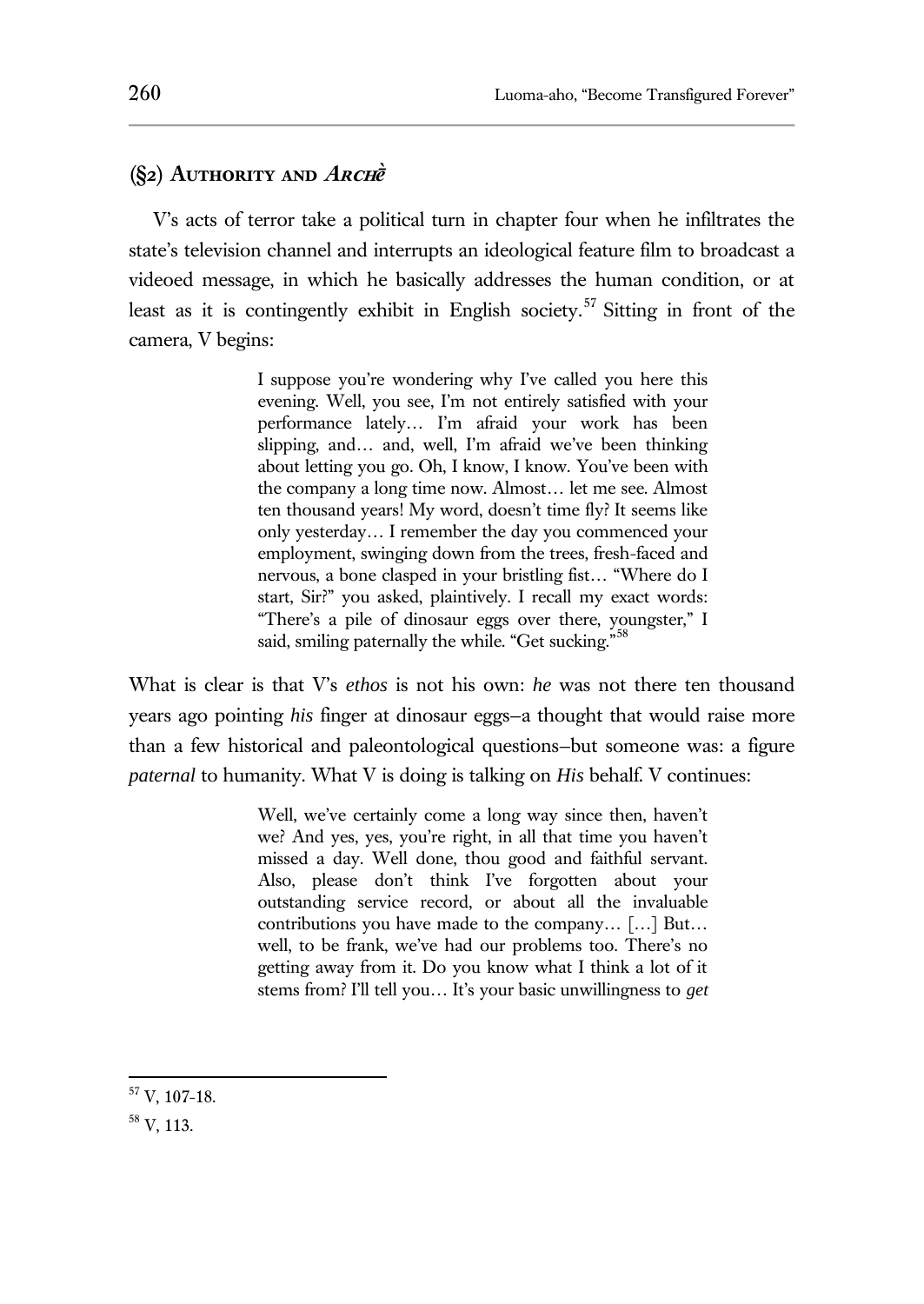## (§2) Authority and *Archè*

V's acts of terror take a political turn in chapter four when he infiltrates the state's television channel and interrupts an ideological feature film to broadcast a videoed message, in which he basically addresses the human condition, or at least as it is contingently exhibit in English society.[57] Sitting in front of the camera, V begins:

> I suppose you're wondering why I've called you here this evening. Well, you see, I'm not entirely satisfied with your performance lately… I'm afraid your work has been slipping, and… and, well, I'm afraid we've been thinking about letting you go. Oh, I know, I know. You've been with the company a long time now. Almost… let me see. Almost ten thousand years! My word, doesn't time fly? It seems like only yesterday… I remember the day you commenced your employment, swinging down from the trees, fresh-faced and nervous, a bone clasped in your bristling fist… "Where do I start, Sir?" you asked, plaintively. I recall my exact words: "There's a pile of dinosaur eggs over there, youngster," I said, smiling paternally the while. "Get sucking."[58]

What is clear is that V's *ethos* is not his own: *he* was not there ten thousand years ago pointing *his* finger at dinosaur eggs—a thought that would raise more than a few historical and paleontological questions—but someone was: a figure *paternal* to humanity. What V is doing is talking on *His* behalf. V continues:

> Well, we've certainly come a long way since then, haven't we? And yes, yes, you're right, in all that time you haven't missed a day. Well done, thou good and faithful servant. Also, please don't think I've forgotten about your outstanding service record, or about all the invaluable contributions you have made to the company… […] But… well, to be frank, we've had our problems too. There's no getting away from it. Do you know what I think a lot of it stems from? I'll tell you… It's your basic unwillingness to *get*

[57] V, 107-18.

[58] V, 113.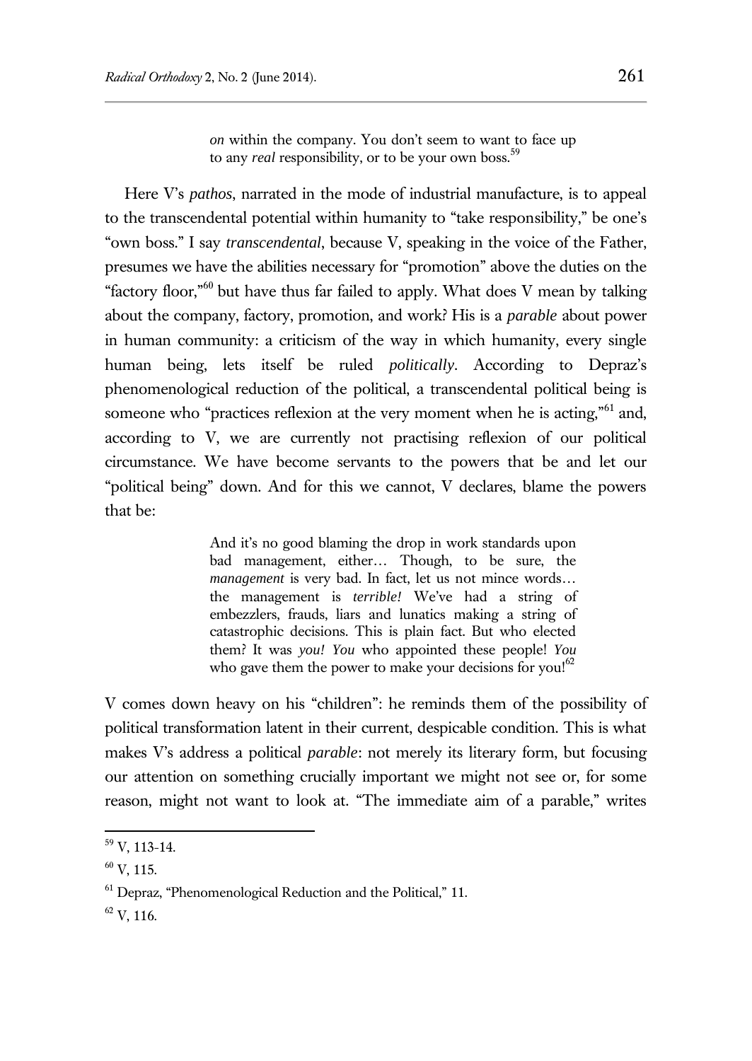> *on* within the company. You don't seem to want to face up to any *real* responsibility, or to be your own boss.[59]

Here V's *pathos*, narrated in the mode of industrial manufacture, is to appeal to the transcendental potential within humanity to "take responsibility," be one's "own boss." I say *transcendental*, because V, speaking in the voice of the Father, presumes we have the abilities necessary for "promotion" above the duties on the "factory floor,"[60] but have thus far failed to apply. What does V mean by talking about the company, factory, promotion, and work? His is a *parable* about power in human community: a criticism of the way in which humanity, every single human being, lets itself be ruled *politically*. According to Depraz's phenomenological reduction of the political, a transcendental political being is someone who "practices reflexion at the very moment when he is acting,"[61] and, according to V, we are currently not practising reflexion of our political circumstance. We have become servants to the powers that be and let our "political being" down. And for this we cannot, V declares, blame the powers that be:

> And it's no good blaming the drop in work standards upon bad management, either… Though, to be sure, the *management* is very bad. In fact, let us not mince words… the management is *terrible!* We've had a string of embezzlers, frauds, liars and lunatics making a string of catastrophic decisions. This is plain fact. But who elected them? It was *you! You* who appointed these people! *You* who gave them the power to make your decisions for you![62]

V comes down heavy on his "children": he reminds them of the possibility of political transformation latent in their current, despicable condition. This is what makes V's address a political *parable*: not merely its literary form, but focusing our attention on something crucially important we might not see or, for some reason, might not want to look at. "The immediate aim of a parable," writes

---

[59] V, 113-14.

[60] V, 115.

[61] Depraz, "Phenomenological Reduction and the Political," 11.

[62] V, 116.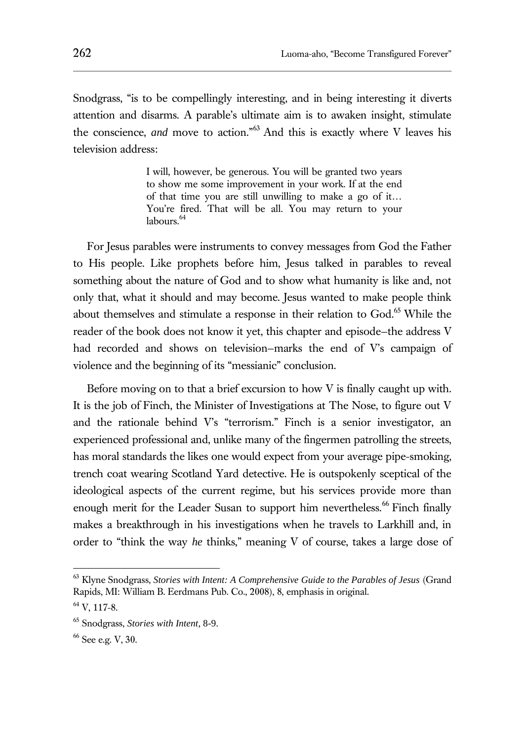Snodgrass, "is to be compellingly interesting, and in being interesting it diverts attention and disarms. A parable's ultimate aim is to awaken insight, stimulate the conscience, *and* move to action."[63] And this is exactly where V leaves his television address:

> I will, however, be generous. You will be granted two years to show me some improvement in your work. If at the end of that time you are still unwilling to make a go of it… You're fired. That will be all. You may return to your labours.[64]

For Jesus parables were instruments to convey messages from God the Father to His people. Like prophets before him, Jesus talked in parables to reveal something about the nature of God and to show what humanity is like and, not only that, what it should and may become. Jesus wanted to make people think about themselves and stimulate a response in their relation to God.[65] While the reader of the book does not know it yet, this chapter and episode–the address V had recorded and shows on television–marks the end of V's campaign of violence and the beginning of its "messianic" conclusion.

Before moving on to that a brief excursion to how V is finally caught up with. It is the job of Finch, the Minister of Investigations at The Nose, to figure out V and the rationale behind V's "terrorism." Finch is a senior investigator, an experienced professional and, unlike many of the fingermen patrolling the streets, has moral standards the likes one would expect from your average pipe-smoking, trench coat wearing Scotland Yard detective. He is outspokenly sceptical of the ideological aspects of the current regime, but his services provide more than enough merit for the Leader Susan to support him nevertheless.[66] Finch finally makes a breakthrough in his investigations when he travels to Larkhill and, in order to "think the way *he* thinks," meaning V of course, takes a large dose of

---

[63] Klyne Snodgrass, *Stories with Intent: A Comprehensive Guide to the Parables of Jesus* (Grand Rapids, MI: William B. Eerdmans Pub. Co., 2008), 8, emphasis in original.

[64] V, 117-8.

[65] Snodgrass, *Stories with Intent*, 8-9.

[66] See e.g. V, 30.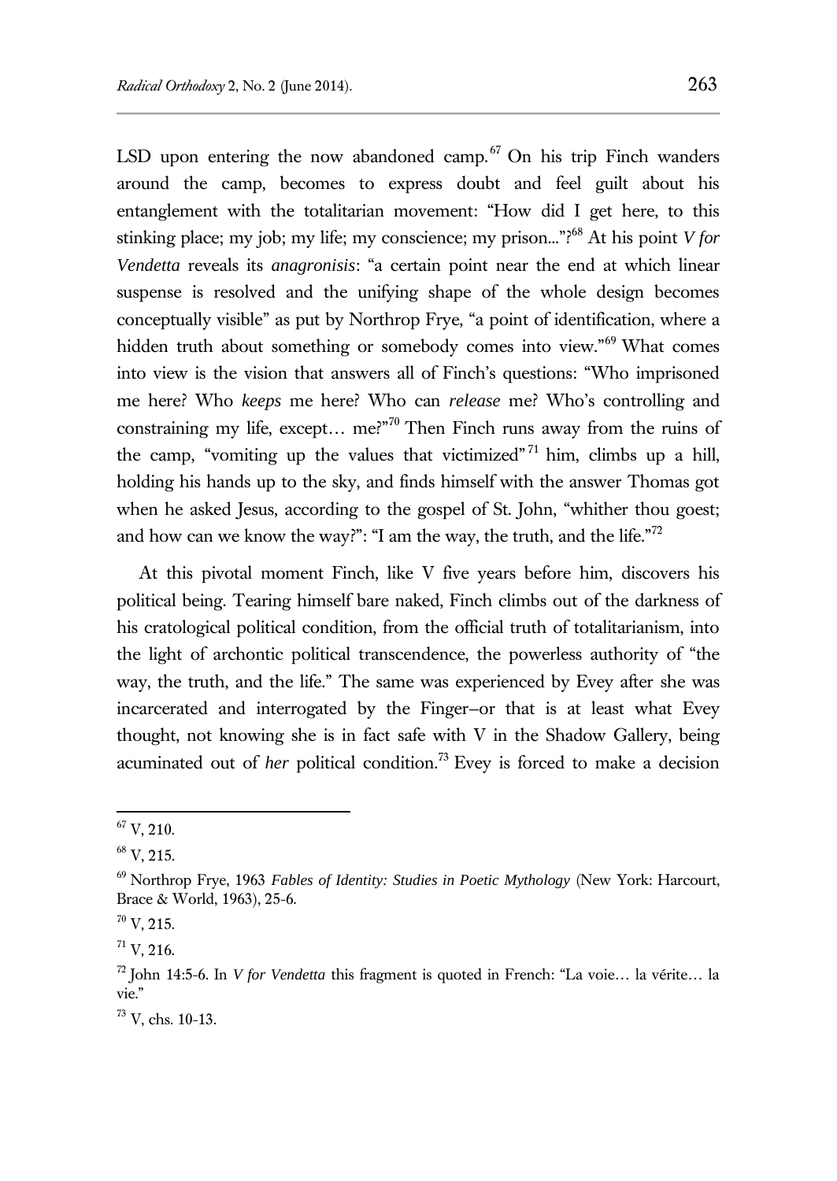LSD upon entering the now abandoned camp.[67] On his trip Finch wanders around the camp, becomes to express doubt and feel guilt about his entanglement with the totalitarian movement: "How did I get here, to this stinking place; my job; my life; my conscience; my prison..."?[68] At his point *V for Vendetta* reveals its *anagronisis*: "a certain point near the end at which linear suspense is resolved and the unifying shape of the whole design becomes conceptually visible" as put by Northrop Frye, "a point of identification, where a hidden truth about something or somebody comes into view."[69] What comes into view is the vision that answers all of Finch's questions: "Who imprisoned me here? Who *keeps* me here? Who can *release* me? Who's controlling and constraining my life, except… me?"[70] Then Finch runs away from the ruins of the camp, "vomiting up the values that victimized"[71] him, climbs up a hill, holding his hands up to the sky, and finds himself with the answer Thomas got when he asked Jesus, according to the gospel of St. John, "whither thou goest; and how can we know the way?": "I am the way, the truth, and the life."[72]

At this pivotal moment Finch, like V five years before him, discovers his political being. Tearing himself bare naked, Finch climbs out of the darkness of his cratological political condition, from the official truth of totalitarianism, into the light of archontic political transcendence, the powerless authority of "the way, the truth, and the life." The same was experienced by Evey after she was incarcerated and interrogated by the Finger–or that is at least what Evey thought, not knowing she is in fact safe with V in the Shadow Gallery, being acuminated out of *her* political condition.[73] Evey is forced to make a decision

---

[67] V, 210.

[68] V, 215.

[69] Northrop Frye, 1963 *Fables of Identity: Studies in Poetic Mythology* (New York: Harcourt, Brace & World, 1963), 25-6.

[70] V, 215.

[71] V, 216.

[72] John 14:5-6. In *V for Vendetta* this fragment is quoted in French: "La voie… la vérite… la vie."

[73] V, chs. 10-13.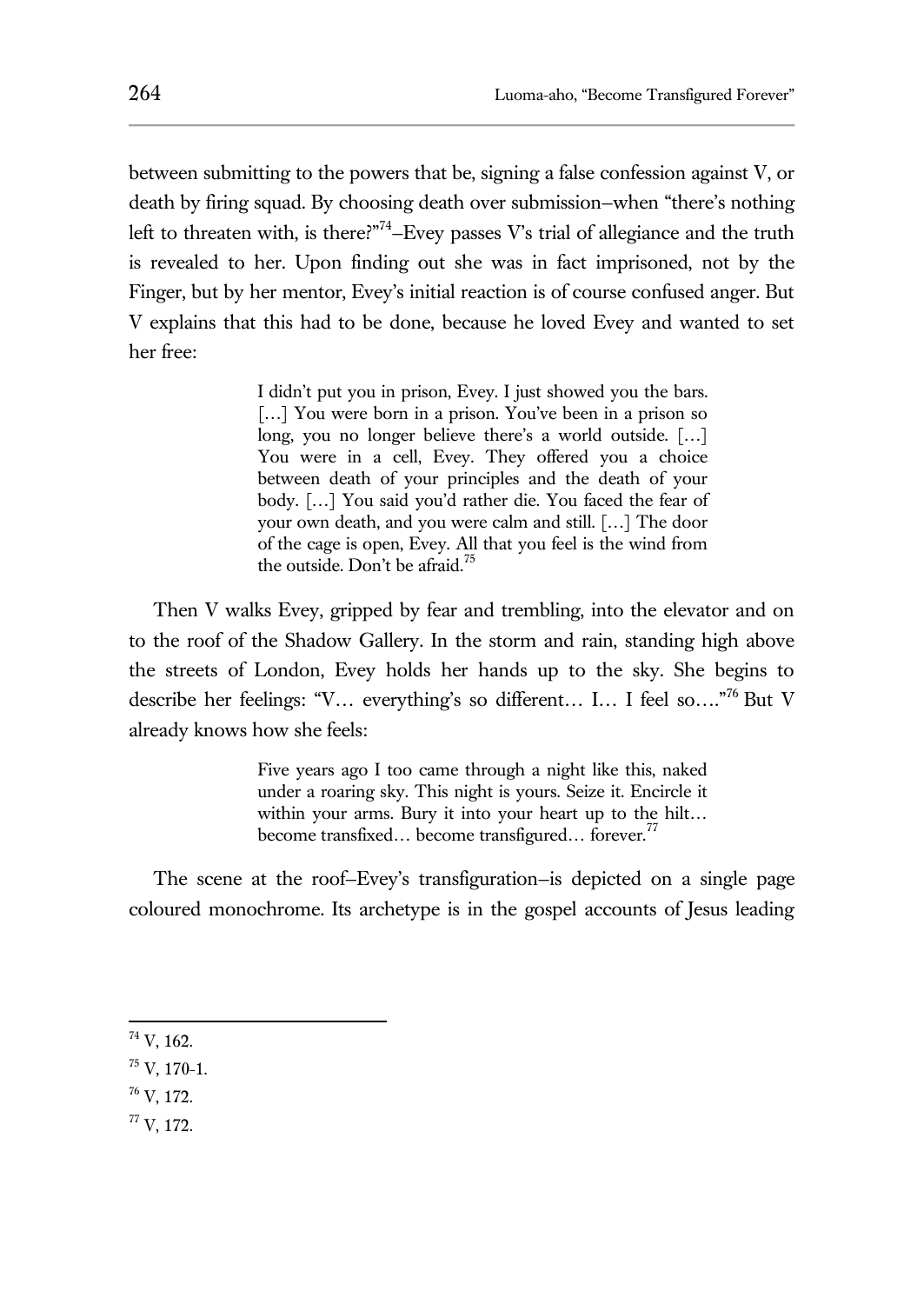between submitting to the powers that be, signing a false confession against V, or death by firing squad. By choosing death over submission–when "there's nothing left to threaten with, is there?"[74]–Evey passes V's trial of allegiance and the truth is revealed to her. Upon finding out she was in fact imprisoned, not by the Finger, but by her mentor, Evey's initial reaction is of course confused anger. But V explains that this had to be done, because he loved Evey and wanted to set her free:

> I didn't put you in prison, Evey. I just showed you the bars. […] You were born in a prison. You've been in a prison so long, you no longer believe there's a world outside. […] You were in a cell, Evey. They offered you a choice between death of your principles and the death of your body. […] You said you'd rather die. You faced the fear of your own death, and you were calm and still. […] The door of the cage is open, Evey. All that you feel is the wind from the outside. Don't be afraid.[75]

Then V walks Evey, gripped by fear and trembling, into the elevator and on to the roof of the Shadow Gallery. In the storm and rain, standing high above the streets of London, Evey holds her hands up to the sky. She begins to describe her feelings: "V… everything's so different… I… I feel so…."[76] But V already knows how she feels:

> Five years ago I too came through a night like this, naked under a roaring sky. This night is yours. Seize it. Encircle it within your arms. Bury it into your heart up to the hilt… become transfixed… become transfigured… forever.[77]

The scene at the roof–Evey's transfiguration–is depicted on a single page coloured monochrome. Its archetype is in the gospel accounts of Jesus leading

---

[74] V, 162.

[75] V, 170-1.

[76] V, 172.

[77] V, 172.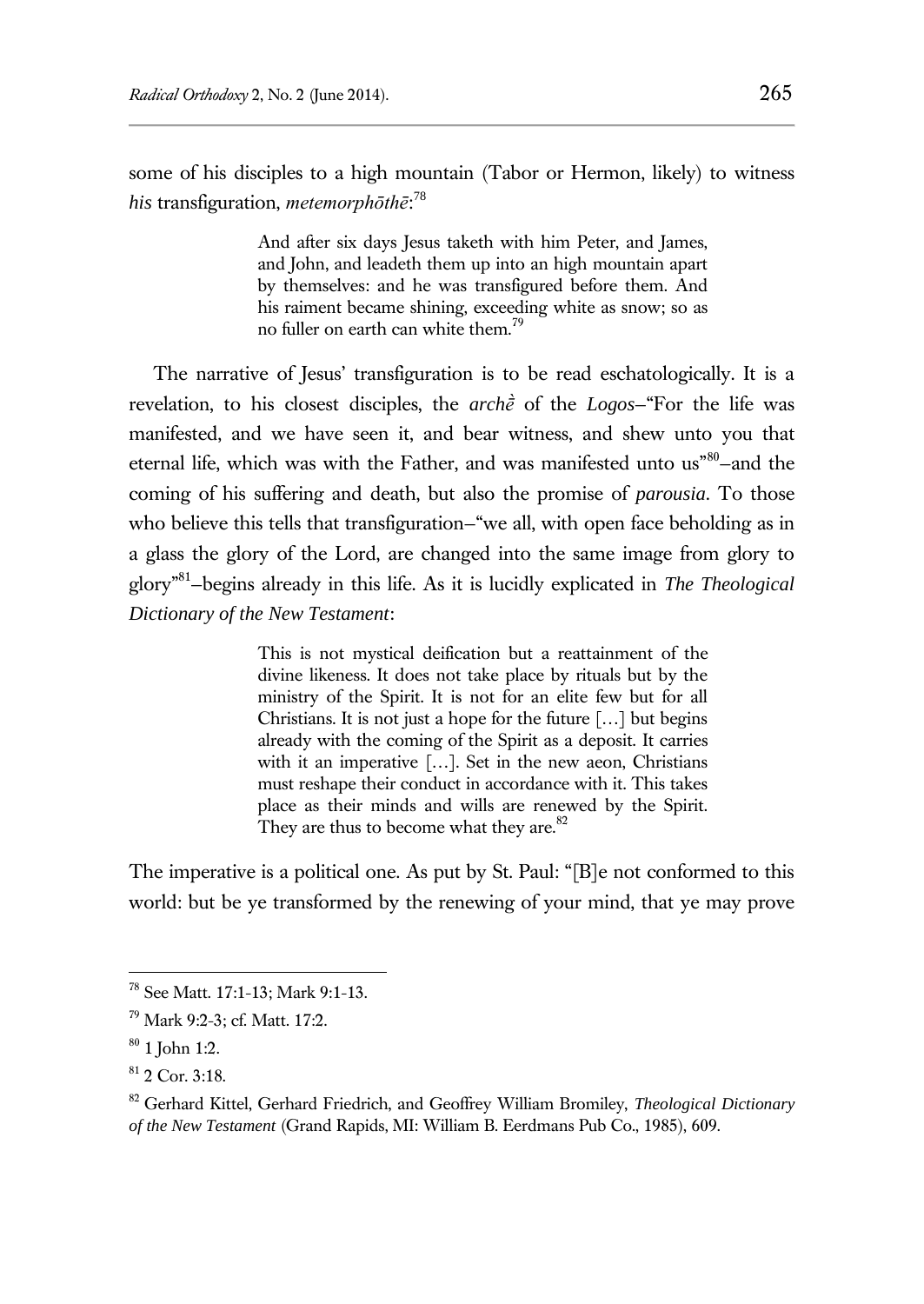some of his disciples to a high mountain (Tabor or Hermon, likely) to witness *his* transfiguration, *metemorphōthē*:[78]

> And after six days Jesus taketh with him Peter, and James, and John, and leadeth them up into an high mountain apart by themselves: and he was transfigured before them. And his raiment became shining, exceeding white as snow; so as no fuller on earth can white them.[79]

The narrative of Jesus' transfiguration is to be read eschatologically. It is a revelation, to his closest disciples, the *archḕ* of the *Logos*—"For the life was manifested, and we have seen it, and bear witness, and shew unto you that eternal life, which was with the Father, and was manifested unto us"[80]—and the coming of his suffering and death, but also the promise of *parousia*. To those who believe this tells that transfiguration—"we all, with open face beholding as in a glass the glory of the Lord, are changed into the same image from glory to glory"[81]—begins already in this life. As it is lucidly explicated in *The Theological Dictionary of the New Testament*:

> This is not mystical deification but a reattainment of the divine likeness. It does not take place by rituals but by the ministry of the Spirit. It is not for an elite few but for all Christians. It is not just a hope for the future […] but begins already with the coming of the Spirit as a deposit. It carries with it an imperative […]. Set in the new aeon, Christians must reshape their conduct in accordance with it. This takes place as their minds and wills are renewed by the Spirit. They are thus to become what they are.[82]

The imperative is a political one. As put by St. Paul: "[B]e not conformed to this world: but be ye transformed by the renewing of your mind, that ye may prove

---

[78] See Matt. 17:1-13; Mark 9:1-13.

[79] Mark 9:2-3; cf. Matt. 17:2.

[80] 1 John 1:2.

[81] 2 Cor. 3:18.

[82] Gerhard Kittel, Gerhard Friedrich, and Geoffrey William Bromiley, *Theological Dictionary of the New Testament* (Grand Rapids, MI: William B. Eerdmans Pub Co., 1985), 609.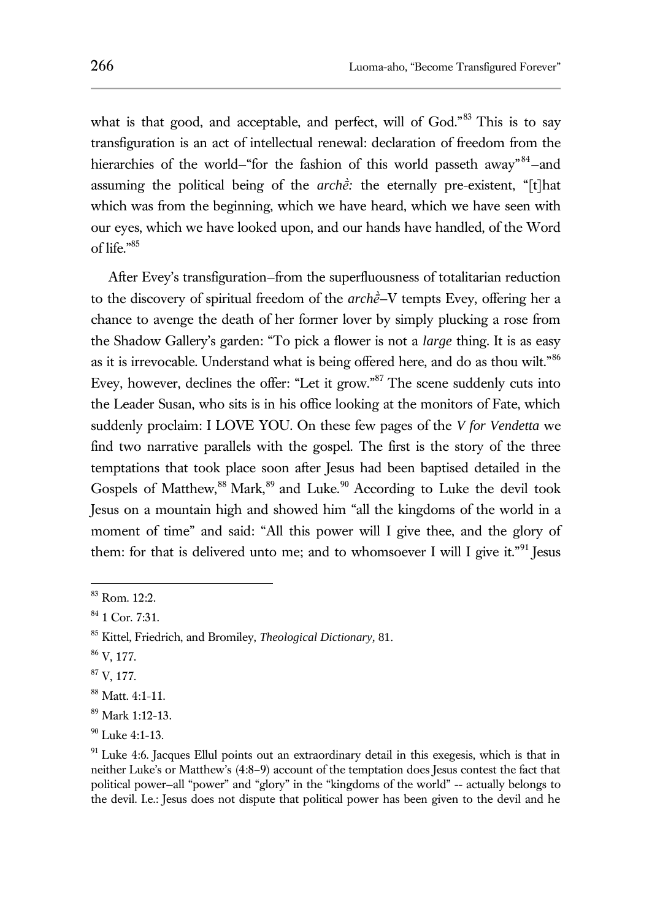what is that good, and acceptable, and perfect, will of God."[83] This is to say transfiguration is an act of intellectual renewal: declaration of freedom from the hierarchies of the world–"for the fashion of this world passeth away"[84]–and assuming the political being of the *archḕ:* the eternally pre-existent, "[t]hat which was from the beginning, which we have heard, which we have seen with our eyes, which we have looked upon, and our hands have handled, of the Word of life."[85]

After Evey's transfiguration–from the superfluousness of totalitarian reduction to the discovery of spiritual freedom of the *archḕ*–V tempts Evey, offering her a chance to avenge the death of her former lover by simply plucking a rose from the Shadow Gallery's garden: "To pick a flower is not a *large* thing. It is as easy as it is irrevocable. Understand what is being offered here, and do as thou wilt."[86] Evey, however, declines the offer: "Let it grow."[87] The scene suddenly cuts into the Leader Susan, who sits is in his office looking at the monitors of Fate, which suddenly proclaim: I LOVE YOU. On these few pages of the *V for Vendetta* we find two narrative parallels with the gospel. The first is the story of the three temptations that took place soon after Jesus had been baptised detailed in the Gospels of Matthew,[88] Mark,[89] and Luke.[90] According to Luke the devil took Jesus on a mountain high and showed him "all the kingdoms of the world in a moment of time" and said: "All this power will I give thee, and the glory of them: for that is delivered unto me; and to whomsoever I will I give it."[91] Jesus

---

[83] Rom. 12:2.

[84] 1 Cor. 7:31.

[85] Kittel, Friedrich, and Bromiley, *Theological Dictionary*, 81.

[86] V, 177.

[87] V, 177.

[88] Matt. 4:1-11.

[89] Mark 1:12-13.

[90] Luke 4:1-13.

[91] Luke 4:6. Jacques Ellul points out an extraordinary detail in this exegesis, which is that in neither Luke's or Matthew's (4:8–9) account of the temptation does Jesus contest the fact that political power–all "power" and "glory" in the "kingdoms of the world" -- actually belongs to the devil. I.e.: Jesus does not dispute that political power has been given to the devil and he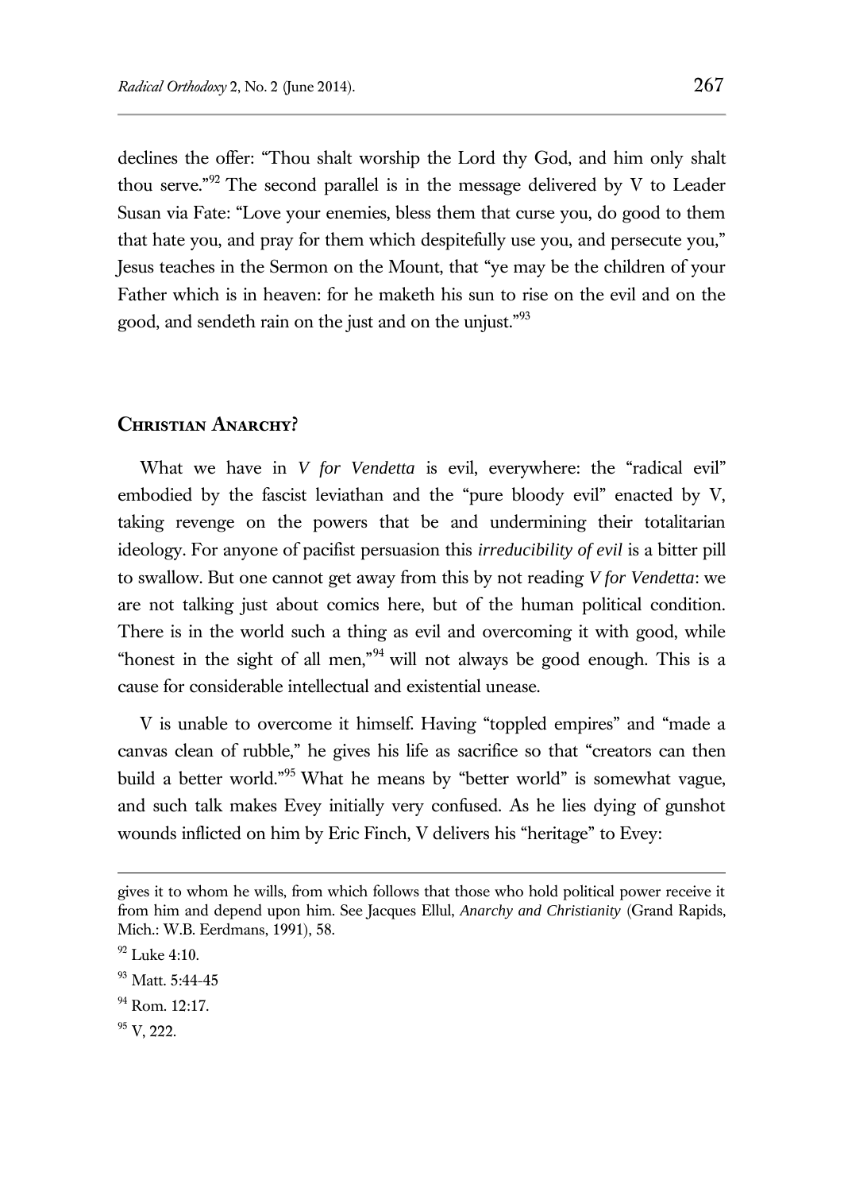declines the offer: "Thou shalt worship the Lord thy God, and him only shalt thou serve."[92] The second parallel is in the message delivered by V to Leader Susan via Fate: "Love your enemies, bless them that curse you, do good to them that hate you, and pray for them which despitefully use you, and persecute you," Jesus teaches in the Sermon on the Mount, that "ye may be the children of your Father which is in heaven: for he maketh his sun to rise on the evil and on the good, and sendeth rain on the just and on the unjust."[93]

## Christian Anarchy?

What we have in *V for Vendetta* is evil, everywhere: the "radical evil" embodied by the fascist leviathan and the "pure bloody evil" enacted by V, taking revenge on the powers that be and undermining their totalitarian ideology. For anyone of pacifist persuasion this *irreducibility of evil* is a bitter pill to swallow. But one cannot get away from this by not reading *V for Vendetta*: we are not talking just about comics here, but of the human political condition. There is in the world such a thing as evil and overcoming it with good, while "honest in the sight of all men,"[94] will not always be good enough. This is a cause for considerable intellectual and existential unease.

V is unable to overcome it himself. Having "toppled empires" and "made a canvas clean of rubble," he gives his life as sacrifice so that "creators can then build a better world."[95] What he means by "better world" is somewhat vague, and such talk makes Evey initially very confused. As he lies dying of gunshot wounds inflicted on him by Eric Finch, V delivers his "heritage" to Evey:

---

gives it to whom he wills, from which follows that those who hold political power receive it from him and depend upon him. See Jacques Ellul, *Anarchy and Christianity* (Grand Rapids, Mich.: W.B. Eerdmans, 1991), 58.

[92] Luke 4:10.

[93] Matt. 5:44-45

[94] Rom. 12:17.

[95] V, 222.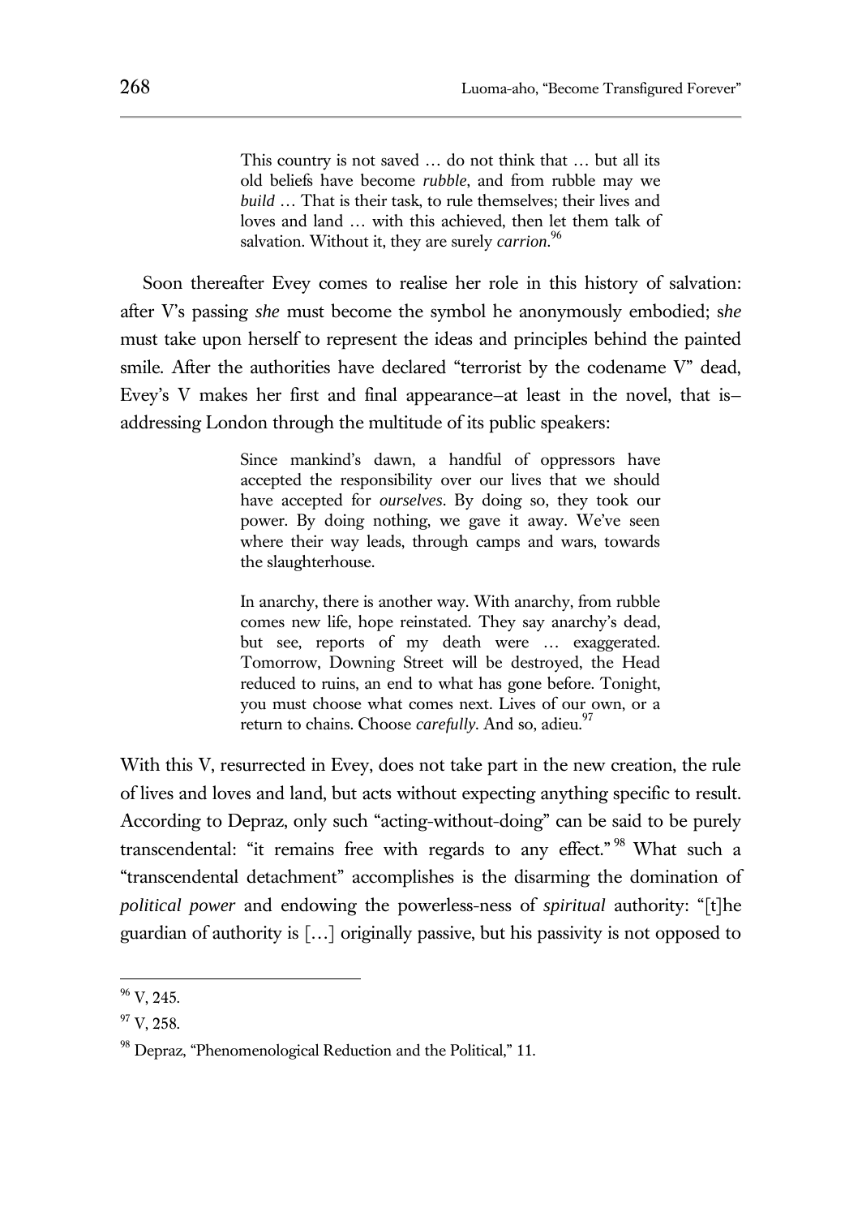> This country is not saved … do not think that … but all its old beliefs have become *rubble*, and from rubble may we *build* … That is their task, to rule themselves; their lives and loves and land … with this achieved, then let them talk of salvation. Without it, they are surely *carrion*.[96]

Soon thereafter Evey comes to realise her role in this history of salvation: after V's passing *she* must become the symbol he anonymously embodied; *she* must take upon herself to represent the ideas and principles behind the painted smile. After the authorities have declared "terrorist by the codename V" dead, Evey's V makes her first and final appearance–at least in the novel, that is–addressing London through the multitude of its public speakers:

> Since mankind's dawn, a handful of oppressors have accepted the responsibility over our lives that we should have accepted for *ourselves*. By doing so, they took our power. By doing nothing, we gave it away. We've seen where their way leads, through camps and wars, towards the slaughterhouse.
>
> In anarchy, there is another way. With anarchy, from rubble comes new life, hope reinstated. They say anarchy's dead, but see, reports of my death were … exaggerated. Tomorrow, Downing Street will be destroyed, the Head reduced to ruins, an end to what has gone before. Tonight, you must choose what comes next. Lives of our own, or a return to chains. Choose *carefully*. And so, adieu.[97]

With this V, resurrected in Evey, does not take part in the new creation, the rule of lives and loves and land, but acts without expecting anything specific to result. According to Depraz, only such "acting-without-doing" can be said to be purely transcendental: "it remains free with regards to any effect."[98] What such a "transcendental detachment" accomplishes is the disarming the domination of *political power* and endowing the powerless-ness of *spiritual* authority: "[t]he guardian of authority is […] originally passive, but his passivity is not opposed to

---

[96] V, 245.

[97] V, 258.

[98] Depraz, "Phenomenological Reduction and the Political," 11.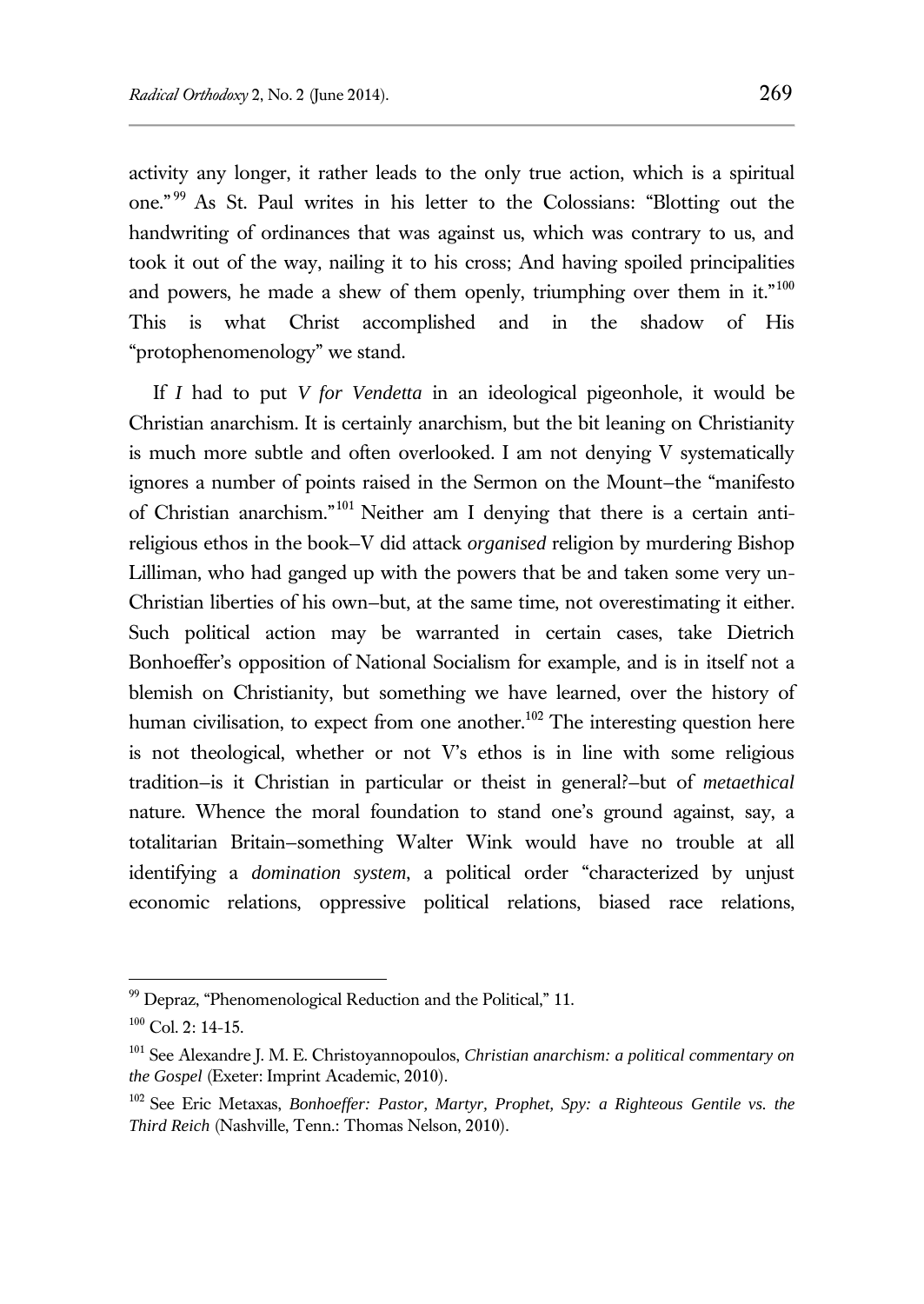activity any longer, it rather leads to the only true action, which is a spiritual one."[99] As St. Paul writes in his letter to the Colossians: "Blotting out the handwriting of ordinances that was against us, which was contrary to us, and took it out of the way, nailing it to his cross; And having spoiled principalities and powers, he made a shew of them openly, triumphing over them in it."[100] This is what Christ accomplished and in the shadow of His "protophenomenology" we stand.

If *I* had to put *V for Vendetta* in an ideological pigeonhole, it would be Christian anarchism. It is certainly anarchism, but the bit leaning on Christianity is much more subtle and often overlooked. I am not denying V systematically ignores a number of points raised in the Sermon on the Mount–the "manifesto of Christian anarchism."[101] Neither am I denying that there is a certain anti-religious ethos in the book–V did attack *organised* religion by murdering Bishop Lilliman, who had ganged up with the powers that be and taken some very un-Christian liberties of his own–but, at the same time, not overestimating it either. Such political action may be warranted in certain cases, take Dietrich Bonhoeffer's opposition of National Socialism for example, and is in itself not a blemish on Christianity, but something we have learned, over the history of human civilisation, to expect from one another.[102] The interesting question here is not theological, whether or not V's ethos is in line with some religious tradition–is it Christian in particular or theist in general?–but of *metaethical* nature. Whence the moral foundation to stand one's ground against, say, a totalitarian Britain–something Walter Wink would have no trouble at all identifying a *domination system*, a political order "characterized by unjust economic relations, oppressive political relations, biased race relations,

---

[99] Depraz, "Phenomenological Reduction and the Political," 11.

[100] Col. 2: 14-15.

[101] See Alexandre J. M. E. Christoyannopoulos, *Christian anarchism: a political commentary on the Gospel* (Exeter: Imprint Academic, 2010).

[102] See Eric Metaxas, *Bonhoeffer: Pastor, Martyr, Prophet, Spy: a Righteous Gentile vs. the Third Reich* (Nashville, Tenn.: Thomas Nelson, 2010).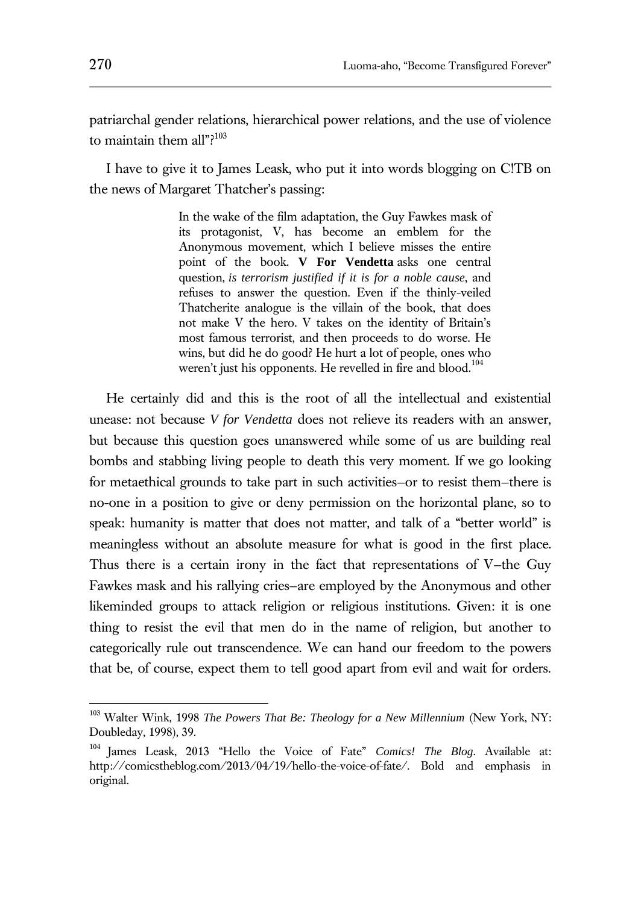patriarchal gender relations, hierarchical power relations, and the use of violence to maintain them all"?[103]

I have to give it to James Leask, who put it into words blogging on C!TB on the news of Margaret Thatcher's passing:

> In the wake of the film adaptation, the Guy Fawkes mask of its protagonist, V, has become an emblem for the Anonymous movement, which I believe misses the entire point of the book. **V For Vendetta** asks one central question, *is terrorism justified if it is for a noble cause*, and refuses to answer the question. Even if the thinly-veiled Thatcherite analogue is the villain of the book, that does not make V the hero. V takes on the identity of Britain's most famous terrorist, and then proceeds to do worse. He wins, but did he do good? He hurt a lot of people, ones who weren't just his opponents. He revelled in fire and blood.[104]

He certainly did and this is the root of all the intellectual and existential unease: not because *V for Vendetta* does not relieve its readers with an answer, but because this question goes unanswered while some of us are building real bombs and stabbing living people to death this very moment. If we go looking for metaethical grounds to take part in such activities–or to resist them–there is no-one in a position to give or deny permission on the horizontal plane, so to speak: humanity is matter that does not matter, and talk of a "better world" is meaningless without an absolute measure for what is good in the first place. Thus there is a certain irony in the fact that representations of V–the Guy Fawkes mask and his rallying cries–are employed by the Anonymous and other likeminded groups to attack religion or religious institutions. Given: it is one thing to resist the evil that men do in the name of religion, but another to categorically rule out transcendence. We can hand our freedom to the powers that be, of course, expect them to tell good apart from evil and wait for orders.

---

[103] Walter Wink, 1998 *The Powers That Be: Theology for a New Millennium* (New York, NY: Doubleday, 1998), 39.

[104] James Leask, 2013 "Hello the Voice of Fate" *Comics! The Blog*. Available at: http://comicstheblog.com/2013/04/19/hello-the-voice-of-fate/. Bold and emphasis in original.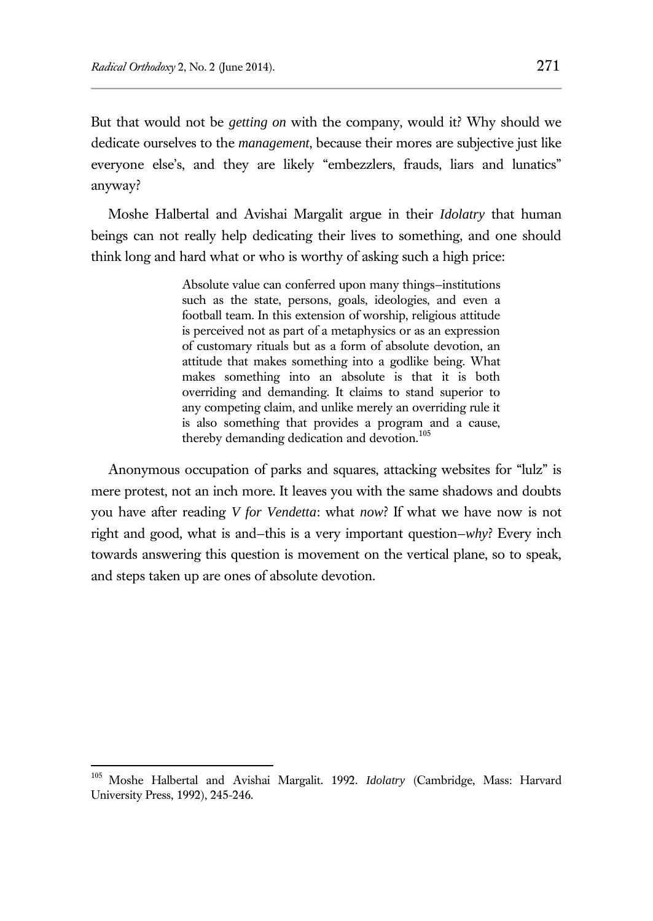But that would not be *getting on* with the company, would it? Why should we dedicate ourselves to the *management*, because their mores are subjective just like everyone else's, and they are likely "embezzlers, frauds, liars and lunatics" anyway?

Moshe Halbertal and Avishai Margalit argue in their *Idolatry* that human beings can not really help dedicating their lives to something, and one should think long and hard what or who is worthy of asking such a high price:

> Absolute value can conferred upon many things–institutions such as the state, persons, goals, ideologies, and even a football team. In this extension of worship, religious attitude is perceived not as part of a metaphysics or as an expression of customary rituals but as a form of absolute devotion, an attitude that makes something into a godlike being. What makes something into an absolute is that it is both overriding and demanding. It claims to stand superior to any competing claim, and unlike merely an overriding rule it is also something that provides a program and a cause, thereby demanding dedication and devotion.[105]

Anonymous occupation of parks and squares, attacking websites for "lulz" is mere protest, not an inch more. It leaves you with the same shadows and doubts you have after reading *V for Vendetta*: what *now*? If what we have now is not right and good, what is and–this is a very important question–*why*? Every inch towards answering this question is movement on the vertical plane, so to speak, and steps taken up are ones of absolute devotion.

---

[105] Moshe Halbertal and Avishai Margalit. 1992. *Idolatry* (Cambridge, Mass: Harvard University Press, 1992), 245-246.